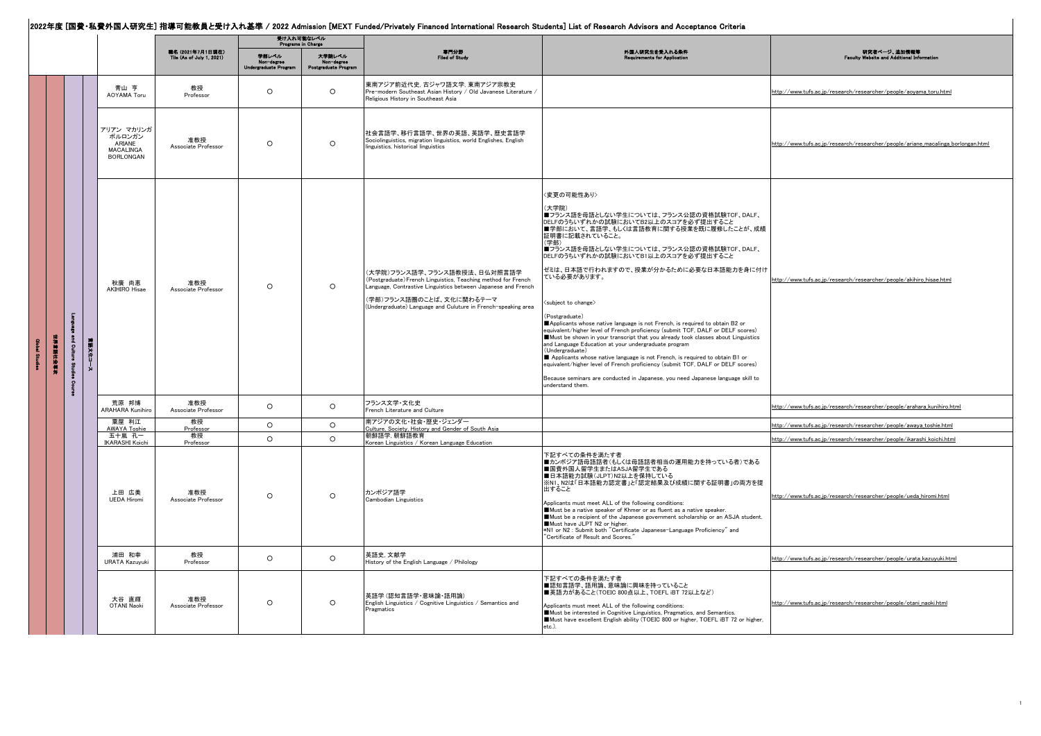# 2022年度 [国費・私費外国人研究生] 指導可能教員と受け入れ基準 / 2022 Admission [MEXT Funded/Privately Financed International Research Students] List of Research Advisors and Acceptance Criteria

| | | | | | 職名 (2021年7月1日現在) Tile (As of July 1, 2021) | 受け入れ可能なレベル Programs in Charge | | 専門分野 Filed of Study | 外国人研究生を受入れる条件 Requirements for Application | 研究者ページ、追加情報等 Faculty Website and Additional Information |
|---|---|---|---|---|---|---|---|---|---|---|
| | | | | | | 学部レベル Non-degree Undergraduate Program | 大学院レベル Non-degree Postgraduate Program | | | |
| Global Studies | 世界言語社会専攻 | Language and Culture Studies Course | 言語文化コース | 青山 亨 AOYAMA Toru | 教授 Professor | ○ | ○ | 東南アジア前近代史, 古ジャワ語文学, 東南アジア宗教史 Pre-modern Southeast Asian History / Old Javanese Literature / Religious History in Southeast Asia | | http://www.tufs.ac.jp/research/researcher/people/aoyama_toru.html |
| | | | | アリアン マカリンガ ボルロンガン ARIANE MACALINGA BORLONGAN | 准教授 Associate Professor | ○ | ○ | 社会言語学、移行言語学、世界の英語、英語学、歴史言語学 Sociolinguistics, migration linguistics, world Englishes, English linguistics, historical linguistics | | http://www.tufs.ac.jp/research/researcher/people/ariane_macalinga_borlongan.html |
| | | | | 秋廣 尚恵 AKIHIRO Hisae | 准教授 Associate Professor | ○ | ○ | (大学院)フランス語学、フランス語教授法、日仏対照言語学 (Postgraduate)French Linguistics, Teaching method for French Language, Contrastive Linguistics between Japanese and French<br>(学部)フランス語圏のことば、文化に関わるテーマ (Undergraduate) Language and Culuture in French-speaking area | <変更の可能性あり><br>(大学院)<br>■フランス語を母語としない学生については、フランス公認の資格試験TCF、DALF、DELFのうちいずれかの試験においてB2以上のスコアを必ず提出すること<br>■学部において、言語学、もしくは言語教育に関する授業を既に履修したことが、成績証明書に記載されていること。<br>(学部)<br>■フランス語を母語としない学生については、フランス公認の資格試験TCF、DALF、DELFのうちいずれかの試験においてB1以上のスコアを必ず提出すること<br>ゼミは、日本語で行われますので、授業が分かるために必要な日本語能力を身に付けている必要があります。<br><subject to change><br>(Postgraduate)<br>■Applicants whose native language is not French, is required to obtain B2 or equivalent/higher level of French proficiency (submit TCF, DALF or DELF scores)<br>■Must be shown in your transcript that you already took classes about Linguistics and Language Education at your undergraduate program<br>(Undergraduate)<br>■ Applicants whose native language is not French, is required to obtain B1 or equivalent/higher level of French proficiency (submit TCF, DALF or DELF scores)<br>Because seminars are conducted in Japanese, you need Japanese language skill to understand them. | http://www.tufs.ac.jp/research/researcher/people/akihiro_hisae.html |
| | | | | 荒原 邦博 ARAHARA Kunihiro | 准教授 Associate Professor | ○ | ○ | フランス文学・文化史 French Literature and Culture | | http://www.tufs.ac.jp/research/researcher/people/arahara_kunihiro.html |
| | | | | 粟屋 利江 AWAYA Toshie | 教授 Professor | ○ | ○ | 南アジアの文化・社会・歴史・ジェンダー Culture, Society, History and Gender of South Asia | | http://www.tufs.ac.jp/research/researcher/people/awaya_toshie.html |
| | | | | 五十嵐 孔一 IKARASHI Koichi | 教授 Professor | ○ | ○ | 朝鮮語学, 朝鮮語教育 Korean Linguistics / Korean Language Education | | http://www.tufs.ac.jp/research/researcher/people/ikarashi_koichi.html |
| | | | | 上田 広美 UEDA Hiromi | 准教授 Associate Professor | ○ | ○ | カンボジア語学 Cambodian Linguistics | 下記すべての条件を満たす者<br>■カンボジア語母語話者(もしくは母語話者相当の運用能力を持っている者)である<br>■国費外国人留学生またはASJA留学生である<br>■日本語能力試験(JLPT)N2以上を保持している<br>※N1、N2は「日本語能力認定書」と「認定結果及び成績に関する証明書」の両方を提出すること<br>Applicants must meet ALL of the following conditions:<br>■Must be a native speaker of Khmer or as fluent as a native speaker.<br>■Must be a recipient of the Japanese government scholarship or an ASJA student.<br>■Must have JLPT N2 or higher.<br>*N1 or N2 : Submit both "Certificate Japanese-Language Proficiency" and "Certificate of Result and Scores." | http://www.tufs.ac.jp/research/researcher/people/ueda_hiromi.html |
| | | | | 浦田 和幸 URATA Kazuyuki | 教授 Professor | ○ | ○ | 英語史, 文献学 History of the English Language / Philology | | http://www.tufs.ac.jp/research/researcher/people/urata_kazuyuki.html |
| | | | | 大谷 直輝 OTANI Naoki | 准教授 Associate Professor | ○ | ○ | 英語学 (認知言語学・意味論・語用論) English Linguistics / Cognitive Linguistics / Semantics and Pragmatics | 下記すべての条件を満たす者<br>■認知言語学、語用論、意味論に興味を持っていること<br>■英語力があること(TOEIC 800点以上、TOEFL iBT 72以上など)<br>Applicants must meet ALL of the following conditions:<br>■Must be interested in Cognitive Linguistics, Pragmatics, and Semantics.<br>■Must have excellent English ability (TOEIC 800 or higher, TOEFL iBT 72 or higher, etc.). | http://www.tufs.ac.jp/research/researcher/people/otani_naoki.html |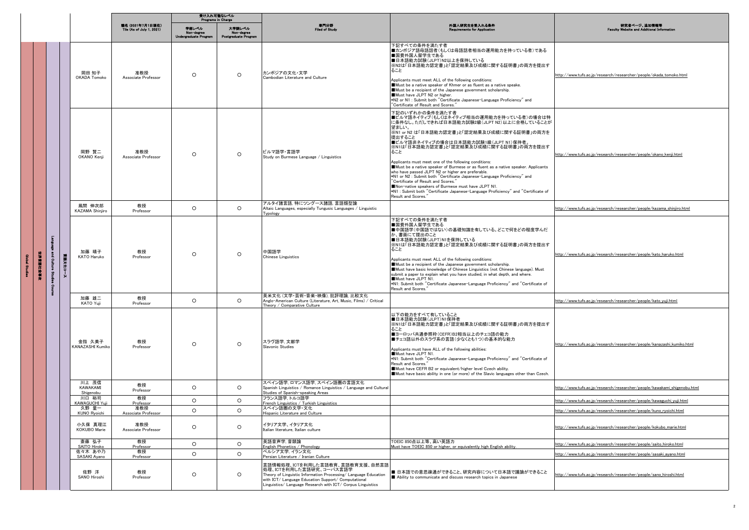| | | | | | 職名（2021年7月1日現在）<br>Tile (As of July 1, 2021) | 受け入れ可能なレベル Programs in Charge | | 専門分野<br>Filed of Study | 外国人研究生を受入れる条件<br>Requirements for Application | 研究者ページ、追加情報等<br>Faculty Website and Additional Information |
|---|---|---|---|---|---|---|---|---|---|---|
| | | | | | | 学部レベル<br>Non-degree<br>Undergraduate Program | 大学院レベル<br>Non-degree<br>Postgraduate Program | | | |
| Global Studies | 世界言語社会専攻 | Language and Culture Studies Course | 言語文化コース | 岡田 知子<br>OKADA Tomoko | 准教授<br>Associate Professor | ○ | ○ | カンボジアの文化・文学<br>Cambodian Literature and Culture | 下記すべての条件を満たす者<br>■カンボジア語母語話者（もしくは母語話者相当の運用能力を持っている者）である<br>■国費外国人留学生である<br>■日本語能力試験（JLPT）N2以上を保持している<br>※N2は「日本語能力認定書」と「認定結果及び成績に関する証明書」の両方を提出すること<br><br>Applicants must meet ALL of the following conditions:<br>■Must be a native speaker of Khmer or as fluent as a native speake.<br>■Must be a recipient of the Japanese government scholarship.<br>■Must have JLPT N2 or higher.<br>*N2 or N1 : Submit both "Certificate Japanese-Language Proficiency" and "Certificate of Result and Scores." | http://www.tufs.ac.jp/research/researcher/people/okada_tomoko.html |
| | | | | 岡野 賢二<br>OKANO Kenji | 准教授<br>Associate Professor | ○ | ○ | ビルマ語学・言語学<br>Study on Burmese Language / Linguistics | 下記のいずれかの条件を満たす者<br>■ビルマ語ネイティブ（もしくはネイティブ相当の運用能力を持っている者）の場合は特に条件なし。ただしできれば日本語能力試験2級（JLPT N2）以上に合格していることが望ましい。<br>※N1 or N2 は「日本語能力認定書」と「認定結果及び成績に関する証明書」の両方を提出すること<br>■ビルマ語非ネイティブの場合は日本語能力試験1級（JLPT N1）保持者。<br>※N1は「日本語能力認定書」と「認定結果及び成績に関する証明書」の両方を提出すること<br><br>Applicants must meet one of the following conditions:<br>■Must be a native speaker of Burmese or as fluent as a native speaker. Applicants who have passed JLPT N2 or higher are preferable.<br>*N1 or N2 : Submit both "Certificate Japanese-Language Proficiency" and "Certificate of Result and Scores."<br>■Non-native speakers of Burmese must have JLPT N1.<br>*N1 : Submit both "Certificate Japanese-Language Proficiency" and "Certificate of Result and Scores." | http://www.tufs.ac.jp/research/researcher/people/okano_kenji.html |
| | | | | 風間 伸次郎<br>KAZAMA Shinjiro | 教授<br>Professor | ○ | ○ | アルタイ諸言語，特にツングース諸語，言語類型論<br>Altaic Languages, especially Tungusic Languages / Linguistic Typology | | http://www.tufs.ac.jp/research/researcher/people/kazama_shinjiro.html |
| | | | | 加藤 晴子<br>KATO Haruko | 教授<br>Professor | ○ | ○ | 中国語学<br>Chinese Linguistics | 下記すべての条件を満たす者<br>■国費外国人留学生である<br>■中国語学（中国語ではない）の基礎知識を有している。どこで何をどの程度学んだか、書面にて提出のこと<br>■日本語能力試験（JLPT）N1を保持している<br>※N1は「日本語能力認定書」と「認定結果及び成績に関する証明書」の両方を提出すること<br><br>Applicants must meet ALL of the following conditions:<br>■Must be a recipient of the Japanese government scholarship.<br>■Must have basic knowledge of Chinese Linguistics (not Chinese language). Must submit a paper to explain what you have studied, in what depth, and where.<br>■Must have JLPT N1.<br>*N1: Submit both "Certificate Japanese-Language Proficiency" and "Certificate of Result and Scores." | http://www.tufs.ac.jp/research/researcher/people/kato_haruko.html |
| | | | | 加藤 雄二<br>KATO Yuji | 教授<br>Professor | ○ | ○ | 英米文化（文学・芸術・音楽・映像），批評理論，比較文化<br>Anglo-American Culture (Literature, Art, Music, Films) / Critical Theory / Comparative Culture | | http://www.tufs.ac.jp/research/researcher/people/kato_yuji.html |
| | | | | 金指 久美子<br>KANAZASHI Kumiko | 教授<br>Professor | ○ | ○ | スラヴ語学，文献学<br>Slavonic Studies | 以下の能力をすべて有していること<br>■日本語能力試験（JLPT）N1保持者<br>※N1は「日本語能力認定書」と「認定結果及び成績に関する証明書」の両方を提出すること<br>■ヨーロッパ共通参照枠（CEFR）B2相当以上のチェコ語の能力<br>■チェコ語以外のスラヴ系の言語（少なくとも1つ）の基本的な能力<br><br>Applicants must have ALL of the following abilities:<br>■Must have JLPT N1.<br>*N1: Submit both "Certificate Japanese-Language Proficiency" and "Certificate of Result and Scores."<br>■Must have CEFR B2 or equivalent/higher level Czech ability.<br>■Must have basic ability in one (or more) of the Slavic languages other than Czech. | http://www.tufs.ac.jp/research/researcher/people/kanazashi_kumiko.html |
| | | | | 川上 茂信<br>KAWAKAMI Shigenobu | 教授<br>Professor | ○ | ○ | スペイン語学，ロマンス語学，スペイン語圏の言語文化<br>Spanish Linguistics / Romance Linguistics / Language and Cultural Studies of Spanish-speaking Areas | | http://www.tufs.ac.jp/research/researcher/people/kawakami_shigenobu.html |
| | | | | 川口 裕司<br>KAWAGUCHI Yuji | 教授<br>Professor | ○ | ○ | フランス語学，トルコ語学<br>French Linguistics / Turkish Linguistics | | http://www.tufs.ac.jp/research/researcher/people/kawaguchi_yuji.html |
| | | | | 久野 量一<br>KUNO Ryoichi | 准教授<br>Associate Professor | ○ | ○ | スペイン語圏の文学・文化<br>Hispanic Literature and Culture | | http://www.tufs.ac.jp/research/researcher/people/kuno_ryoichi.html |
| | | | | 小久保 真理江<br>KOKUBO Marie | 准教授<br>Associate Professor | ○ | ○ | イタリア文学、イタリア文化<br>Italian literature, Italian culture | | http://www.tufs.ac.jp/research/researcher/people/kokubo_marie.html |
| | | | | 斎藤 弘子<br>SAITO Hiroko | 教授<br>Professor | ○ | ○ | 英語音声学，音韻論<br>English Phonetics / Phonology | TOEIC 850点以上等、高い英語力<br>Must have TOEIC 850 or higher, or equivalently high English ability. | http://www.tufs.ac.jp/research/researcher/people/saito_hiroko.html |
| | | | | 佐々木 あや乃<br>SASAKI Ayano | 教授<br>Professor | ○ | ○ | ペルシア文学，イラン文化<br>Persian Literature / Iranian Culture | | http://www.tufs.ac.jp/research/researcher/people/sasaki_ayano.html |
| | | | | 佐野 洋<br>SANO Hiroshi | 教授<br>Professor | ○ | ○ | 言語情報処理、ICTを利用した言語教育、言語教育支援、自然言語処理、ICTを利用した言語研究、コーパス言語学<br>Theory of Linguistic Information Processing/ Language Education with ICT/ Language Education Support/ Computational Linguistics/ Language Research with ICT/ Corpus Linguistics | ■ 日本語での意思疎通ができること、研究内容について日本語で議論ができること<br>■ Ability to communicate and discuss research topics in Japanese | http://www.tufs.ac.jp/research/researcher/people/sano_hiroshi.html |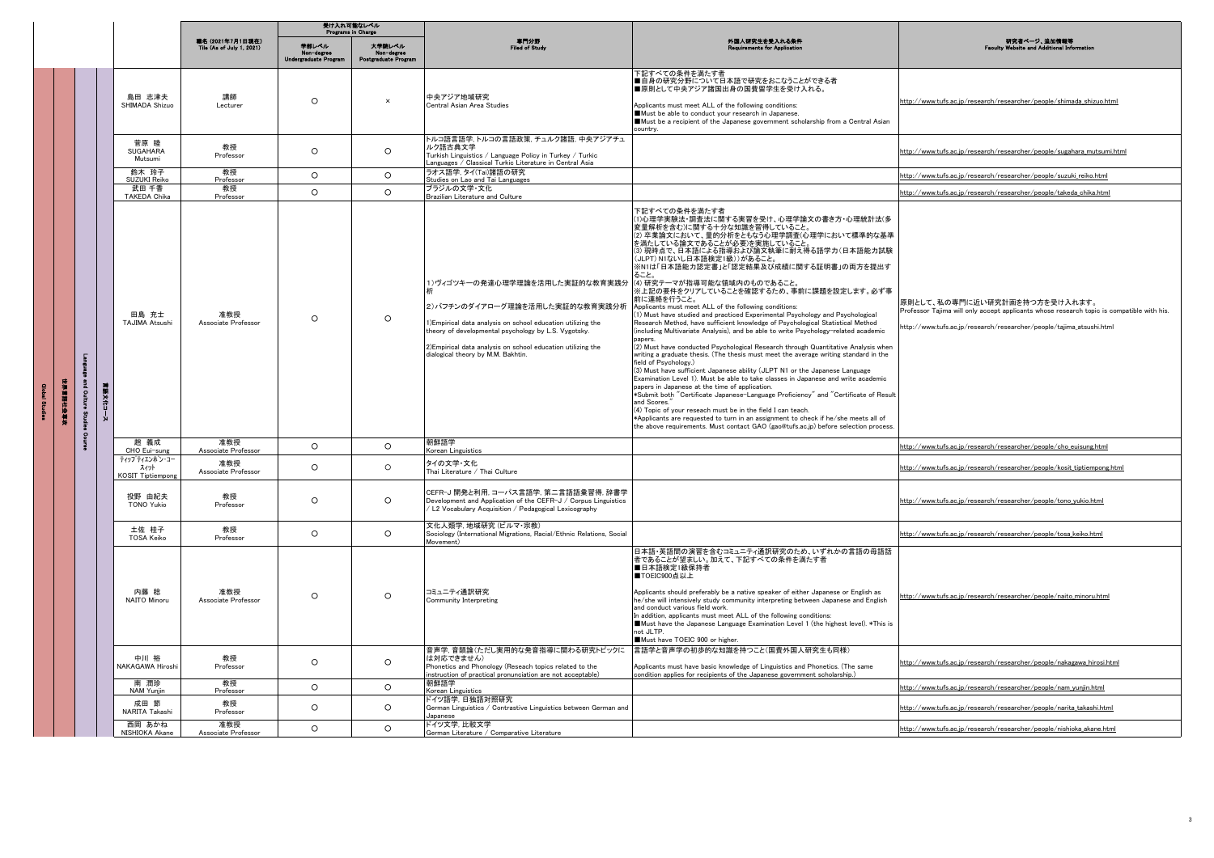| | | | | | 職名 (2021年7月1日現在) Tile (As of July 1, 2021) | 受け入れ可能なレベル Programs in Charge | | 専門分野 Filed of Study | 外国人研究生を受入れる条件 Requirements for Application | 研究者ページ、追加情報等 Faculty Website and Additional Information |
|---|---|---|---|---|---|---|---|---|---|---|
| | | | | | | 学部レベル Non-degree Undergraduate Program | 大学院レベル Non-degree Postgraduate Program | | | |
| Global Studies | 世界言語社会教育 | Language and Culture Studies Course | 言語文化コース | 島田 志津夫 SHIMADA Shizuo | 講師 Lecturer | ○ | × | 中央アジア地域研究 Central Asian Area Studies | 下記すべての条件を満たす者 ■自身の研究分野について日本語で研究をおこなうことができる者 ■原則として中央アジア諸国出身の国費留学生を受け入れる。 Applicants must meet ALL of the following conditions: ■Must be able to conduct your research in Japanese. ■Must be a recipient of the Japanese government scholarship from a Central Asian country. | http://www.tufs.ac.jp/research/researcher/people/shimada_shizuo.html |
| | | | | 菅原 睦 SUGAHARA Mutsumi | 教授 Professor | ○ | ○ | トルコ語言語学, トルコの言語政策, チュルク諸語, 中央アジアチュルク語古典文学 Turkish Linguistics / Language Policy in Turkey / Turkic Languages / Classical Turkic Literature in Central Asia | | http://www.tufs.ac.jp/research/researcher/people/sugahara_mutsumi.html |
| | | | | 鈴木 玲子 SUZUKI Reiko | 教授 Professor | ○ | ○ | ラオス語学, タイ(Tai)諸語の研究 Studies on Lao and Tai Languages | | http://www.tufs.ac.jp/research/researcher/people/suzuki_reiko.html |
| | | | | 武田 千香 TAKEDA Chika | 教授 Professor | ○ | ○ | ブラジルの文学・文化 Brazilian Literature and Culture | | http://www.tufs.ac.jp/research/researcher/people/takeda_chika.html |
| | | | | 田島 充士 TAJIMA Atsushi | 准教授 Associate Professor | ○ | ○ | 1)ヴィゴツキーの発達心理学理論を活用した実証的な教育実践分析 2)バフチンのダイアローグ理論を活用した実証的な教育実践分析 1)Empirical data analysis on school education utilizing the theory of developmental psychology by L.S. Vygotsky. 2)Empirical data analysis on school education utilizing the dialogical theory by M.M. Bakhtin. | 下記すべての条件を満たす者 (1)心理学実験法・調査法に関する実習を受け、心理学論文の書き方・心理統計法(多変量解析を含む)に関する十分な知識を習得していること。 (2) 卒業論文において、量的分析をともなう心理学調査(心理学において標準的な基準を満たしている論文であることが必要)を実施していること。 (3) 現時点で、日本語による指導および論文執筆に耐え得る語学力(日本語能力試験(JLPT) N1ないし日本語検定1級))があること。 ※N1は「日本語能力認定書」と「認定結果及び成績に関する証明書」の両方を提出すること。 (4) 研究テーマが指導可能な領域内のものであること。 ※上記の要件をクリアしていることを確認するため、事前に課題を設定します。必ず事前に連絡を行うこと。 Applicants must meet ALL of the following conditions: (1) Must have studied and practiced Experimental Psychology and Psychological Research Method, have sufficient knowledge of Psychological Statistical Method (including Multivariate Analysis), and be able to write Psychology-related academic papers. (2) Must have conducted Psychological Research through Quantitative Analysis when writing a graduate thesis. (The thesis must meet the average writing standard in the field of Psychology.) (3) Must have sufficient Japanese ability (JLPT N1 or the Japanese Language Examination Level 1). Must be able to take classes in Japanese and write academic papers in Japanese at the time of application. *Submit both "Certificate Japanese-Language Proficiency" and "Certificate of Result and Scores." (4) Topic of your reseach must be in the field I can teach. *Applicants are requested to turn in an assignment to check if he/she meets all of the above requirements. Must contact GAO (gao@tufs.ac.jp) before selection process. | 原則として、私の専門に近い研究計画を持つ方を受け入れます。 Professor Tajima will only accept applicants whose research topic is compatible with his. http://www.tufs.ac.jp/research/researcher/people/tajima_atsushi.html |
| | | | | 趙 義成 CHO Eui-sung | 准教授 Associate Professor | ○ | ○ | 朝鮮語学 Korean Linguistics | | http://www.tufs.ac.jp/research/researcher/people/cho_euisung.html |
| | | | | ティップティエンポン・コースィット KOSIT Tiptiempong | 准教授 Associate Professor | ○ | ○ | タイの文学・文化 Thai Literature / Thai Culture | | http://www.tufs.ac.jp/research/researcher/people/kosit_tiptiempong.html |
| | | | | 投野 由紀夫 TONO Yukio | 教授 Professor | ○ | ○ | CEFR-J 開発と利用, コーパス言語学, 第二言語語彙習得, 辞書学 Development and Application of the CEFR-J / Corpus Linguistics / L2 Vocabulary Acquisition / Pedagogical Lexicography | | http://www.tufs.ac.jp/research/researcher/people/tono_yukio.html |
| | | | | 土佐 桂子 TOSA Keiko | 教授 Professor | ○ | ○ | 文化人類学, 地域研究 (ビルマ・宗教) Sociology (International Migrations, Racial/Ethnic Relations, Social Movement) | | http://www.tufs.ac.jp/research/researcher/people/tosa_keiko.html |
| | | | | 内藤 稔 NAITO Minoru | 准教授 Associate Professor | ○ | ○ | コミュニティ通訳研究 Community Interpreting | 日本語・英語間の演習を含むコミュニティ通訳研究のため、いずれかの言語の母語話者であることが望ましい。加えて、下記すべての条件を満たす者 ■日本語検定1級保持者 ■TOEIC900点以上 Applicants should preferably be a native speaker of either Japanese or English as he/she will intensively study community interpreting between Japanese and English and conduct various field work. In addition, applicants must meet ALL of the following conditions: ■Must have the Japanese Language Examination Level 1 (the highest level). *This is not JLTP. ■Must have TOEIC 900 or higher. | http://www.tufs.ac.jp/research/researcher/people/naito_minoru.html |
| | | | | 中川 裕 NAKAGAWA Hiroshi | 教授 Professor | ○ | ○ | 音声学, 音韻論(ただし実用的な発音指導に関わる研究トピックには対応できません) Phonetics and Phonology (Reseach topics related to the instruction of practical pronunciation are not acceptable) | 言語学と音声学の初歩的な知識を持つこと(国費外国人研究生も同様) Applicants must have basic knowledge of Linguistics and Phonetics. (The same condition applies for recipients of the Japanese government scholarship.) | http://www.tufs.ac.jp/research/researcher/people/nakagawa_hirosi.html |
| | | | | 南 潤珍 NAM Yunjin | 教授 Professor | ○ | ○ | 朝鮮語学 Korean Linguistics | | http://www.tufs.ac.jp/research/researcher/people/nam_yunjin.html |
| | | | | 成田 節 NARITA Takashi | 教授 Professor | ○ | ○ | ドイツ語学, 日独語対照研究 German Linguistics / Contrastive Linguistics between German and Japanese | | http://www.tufs.ac.jp/research/researcher/people/narita_takashi.html |
| | | | | 西岡 あかね NISHIOKA Akane | 准教授 Associate Professor | ○ | ○ | ドイツ文学, 比較文学 German Literature / Comparative Literature | | http://www.tufs.ac.jp/research/researcher/people/nishioka_akane.html |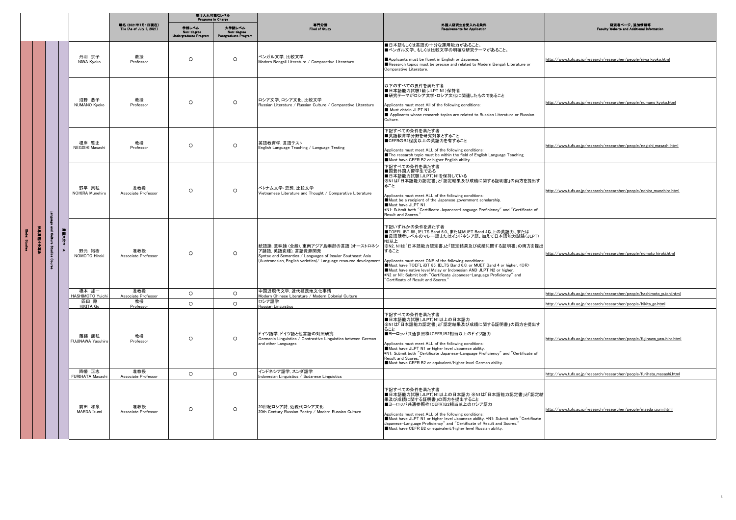| | | | | | 職名 (2021年7月1日現在) Tile (As of July 1, 2021) | 受け入れ可能なレベル Programs in Charge | | 専門分野 Filed of Study | 外国人研究生を受入れる条件 Requirements for Application | 研究者ページ、追加情報等 Faculty Website and Additional Information |
|---|---|---|---|---|---|---|---|---|---|---|
| | | | | | | 学部レベル Non-degree Undergraduate Program | 大学院レベル Non-degree Postgraduate Program | | | |
| Global Studies | 世界言語社会専攻 | Language and Culture Studies Course | 言語文化コース | 丹羽 京子 NIWA Kyoko | 教授 Professor | ○ | ○ | ベンガル文学, 比較文学 Modern Bengali Literature / Comparative Literature | ■日本語もしくは英語の十分な運用能力があること。 ■ベンガル文学、もしくは比較文学の明確な研究テーマがあること。 ■Applicants must be fluent in English or Japanese. ■Research topics must be precise and related to Modern Bengali Literature or Comparative Literature. | http://www.tufs.ac.jp/research/researcher/people/niwa_kyoko.html |
| | | | | 沼野 恭子 NUMANO Kyoko | 教授 Professor | ○ | ○ | ロシア文学, ロシア文化, 比較文学 Russian Literature / Russian Culture / Comparative Literature | 以下のすべての要件を満たす者 ■日本語能力試験1級(JLPT N1)保持者 ■研究テーマがロシア文学・ロシア文化に関連したものであること Applicants must meet All of the following conditions: ■ Must obtain JLPT N1. ■ Applicants whose research topics are related to Russian Literature or Russian Culture. | http://www.tufs.ac.jp/research/researcher/people/numano_kyoko.html |
| | | | | 根岸 雅史 NEGISHI Masashi | 教授 Professor | ○ | ○ | 英語教育学, 言語テスト English Language Teaching / Language Testing | 下記すべての条件を満たす者 ■英語教育学分野を研究対象とすること ■CEFRのB2程度以上の英語力を有すること Applicants must meet ALL of the following conditions: ■The research topic must be within the field of English Language Teaching. ■Must have CEFR B2 or higher English ability. | http://www.tufs.ac.jp/research/researcher/people/negishi_masashi.html |
| | | | | 野平 宗弘 NOHIRA Munehiro | 准教授 Associate Professor | ○ | ○ | ベトナム文学・思想, 比較文学 Vietnamese Literature and Thought / Comparative Literature | 下記すべての条件を満たす者 ■国費外国人留学生である ■日本語能力試験(JLPT)N1を保持している ※N1は「日本語能力認定書」と「認定結果及び成績に関する証明書」の両方を提出すること Applicants must meet ALL of the following conditions: ■Must be a recipient of the Japanese government scholarship. ■Must have JLPT N1. *N1: Submit both "Certificate Japanese-Language Proficiency" and "Certificate of Result and Scores." | http://www.tufs.ac.jp/research/researcher/people/nohira_munehiro.html |
| | | | | 野元 裕樹 NOMOTO Hiroki | 准教授 Associate Professor | ○ | ○ | 統語論, 意味論 (全般), 東南アジア島嶼部の言語 (オーストロネシア諸語, 英語変種), 言語資源開発 Syntax and Semantics / Languages of Insular Southeast Asia (Austronesian, English varieties)/ Language resource development | 下記いずれかの条件を満たす者 ■TOEFL iBT 85、IELTS Band 6.0、またはMUET Band 4以上の英語力、または ■母語話者レベルのマレー語またはインドネシア語、加えて日本語能力試験(JLPT) N2以上 ※N2, N1は「日本語能力認定書」と「認定結果及び成績に関する証明書」の両方を提出すること Applicants must meet ONE of the following conditions: ■Must have TOEFL iBT 85, IELTS Band 6.0, or MUET Band 4 or higher. <OR> ■Must have native level Malay or Indonesian AND JLPT N2 or higher. *N2 or N1: Submit both "Certificate Japanese-Language Proficiency" and "Certificate of Result and Scores." | http://www.tufs.ac.jp/research/researcher/people/nomoto_hiroki.html |
| | | | | 橋本 雄一 HASHIMOTO Yuichi | 准教授 Associate Professor | ○ | ○ | 中国近現代文学, 近代植民地文化事情 Modern Chinese Literature / Modern Colonial Culture | | http://www.tufs.ac.jp/research/researcher/people/hashimoto_yuichi.html |
| | | | | 匹田 剛 HIKITA Go | 教授 Professor | ○ | ○ | ロシア語学 Russian Linguistics | | http://www.tufs.ac.jp/research/researcher/people/hikita_go.html |
| | | | | 藤縄 康弘 FUJINAWA Yasuhiro | 教授 Professor | ○ | ○ | ドイツ語学, ドイツ語と他言語の対照研究 Germanic Linguistics / Contrastive Linguistics between German and other Languages | 下記すべての条件を満たす者 ■日本語能力試験(JLPT)N1以上の日本語力 ※N1は「日本語能力認定書」と「認定結果及び成績に関する証明書」の両方を提出すること ■ヨーロッパ共通参照枠(CEFR)B2相当以上のドイツ語力 Applicants must meet ALL of the following conditions: ■Must have JLPT N1 or higher level Japanese ability. *N1: Submit both "Certificate Japanese-Language Proficiency" and "Certificate of Result and Scores." ■Must have CEFR B2 or equivalent/higher level German ability. | http://www.tufs.ac.jp/research/researcher/people/fujinawa_yasuhiro.html |
| | | | | 降幡 正志 FURIHATA Masashi | 准教授 Associate Professor | ○ | ○ | インドネシア語学, スンダ語学 Indonesian Linguistics / Sudanese Linguistics | | http://www.tufs.ac.jp/research/researcher/people/furihata_masashi.html |
| | | | | 前田 和泉 MAEDA Izumi | 准教授 Associate Professor | ○ | ○ | 20世紀ロシア詩, 近現代ロシア文化 20th Century Russian Poetry / Modern Russian Culture | 下記すべての条件を満たす者 ■日本語能力試験(JLPT)N1以上の日本語力 ※N1は「日本語能力認定書」と「認定結果及び成績に関する証明書」の両方を提出すること ■ヨーロッパ共通参照枠(CEFR)B2相当以上のロシア語力 Applicants must meet ALL of the following conditions: ■Must have JLPT N1 or higher level Japanese ability. *N1: Submit both "Certificate Japanese-Language Proficiency" and "Certificate of Result and Scores." ■Must have CEFR B2 or equivalent/higher level Russian ability. | http://www.tufs.ac.jp/research/researcher/people/maeda_izumi.html |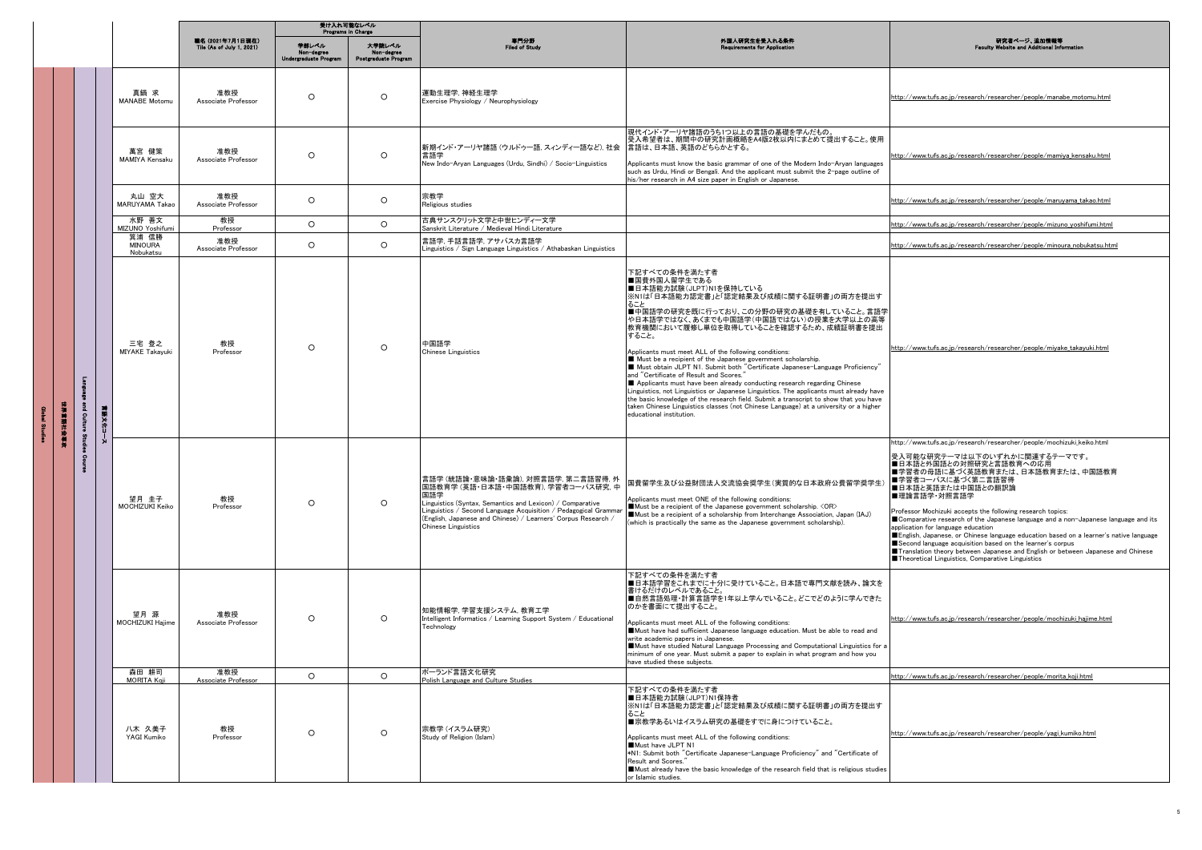| | | | | | 職名 (2021年7月1日現在) Tile (As of July 1, 2021) | 受け入れ可能なレベル Programs in Charge | | 専門分野 Filed of Study | 外国人研究生を受入れる条件 Requirements for Application | 研究者ページ、追加情報等 Faculty Website and Additional Information |
|---|---|---|---|---|---|---|---|---|---|---|
| | | | | | | 学部レベル Non-degree Undergraduate Program | 大学院レベル Non-degree Postgraduate Program | | | |
| Global Studies | 世界言語社会専攻 | Language and Culture Studies Course | 言語文化コース | 眞鍋 求 MANABE Motomu | 准教授 Associate Professor | ○ | ○ | 運動生理学, 神経生理学 Exercise Physiology / Neurophysiology | | http://www.tufs.ac.jp/research/researcher/people/manabe_motomu.html |
| | | | | 萬宮 健策 MAMIYA Kensaku | 准教授 Associate Professor | ○ | ○ | 新期インド・アーリヤ諸語 (ウルドゥー語, スィンディー語など), 社会言語学 New Indo-Aryan Languages (Urdu, Sindhi) / Socio-Linguistics | 現代インド・アーリヤ諸語のうち1つ以上の言語の基礎を学んだもの。受入希望者は、期間中の研究計画概略をA4版2枚以内にまとめて提出すること。使用言語は、日本語、英語のどちらかとする。 Applicants must know the basic grammar of one of the Modern Indo-Aryan languages such as Urdu, Hindi or Bengali. And the applicant must submit the 2-page outline of his/her research in A4 size paper in English or Japanese. | http://www.tufs.ac.jp/research/researcher/people/mamiya_kensaku.html |
| | | | | 丸山 空大 MARUYAMA Takao | 准教授 Associate Professor | ○ | ○ | 宗教学 Religious studies | | http://www.tufs.ac.jp/research/researcher/people/maruyama_takao.html |
| | | | | 水野 善文 MIZUNO Yoshifumi | 教授 Professor | ○ | ○ | 古典サンスクリット文学と中世ヒンディー文学 Sanskrit Literature / Medieval Hindi Literature | | http://www.tufs.ac.jp/research/researcher/people/mizuno_yoshifumi.html |
| | | | | 箕浦 信勝 MINOURA Nobukatsu | 准教授 Associate Professor | ○ | ○ | 言語学, 手話言語学, アサバスカ言語学 Linguistics / Sign Language Linguistics / Athabaskan Linguistics | | http://www.tufs.ac.jp/research/researcher/people/minoura_nobukatsu.html |
| | | | | 三宅 登之 MIYAKE Takayuki | 教授 Professor | ○ | ○ | 中国語学 Chinese Linguistics | 下記すべての条件を満たす者<br>■国費外国人留学生である<br>■日本語能力試験(JLPT)N1を保持している<br>※N1は「日本語能力認定書」と「認定結果及び成績に関する証明書」の両方を提出すること<br>■中国語学の研究を既に行っており、この分野の研究の基礎を有していること。言語学や日本語学ではなく、あくまでも中国語学(中国語ではない)の授業を大学以上の高等教育機関において履修し単位を取得していることを確認するため、成績証明書を提出すること。<br>Applicants must meet ALL of the following conditions:<br>■ Must be a recipient of the Japanese government scholarship.<br>■ Must obtain JLPT N1. Submit both "Certificate Japanese-Language Proficiency" and "Certificate of Result and Scores."<br>■ Applicants must have been already conducting research regarding Chinese Linguistics, not Linguistics or Japanese Linguistics. The applicants must already have the basic knowledge of the research field. Submit a transcript to show that you have taken Chinese Linguistics classes (not Chinese Language) at a university or a higher educational institution. | http://www.tufs.ac.jp/research/researcher/people/miyake_takayuki.html |
| | | | | 望月 圭子 MOCHIZUKI Keiko | 教授 Professor | ○ | ○ | 言語学 (統語論・意味論・語彙論), 対照言語学, 第二言語習得, 外国語教育学 (英語・日本語・中国語教育), 学習者コーパス研究, 中国語学 Linguistics (Syntax, Semantics and Lexicon) / Comparative Linguistics / Second Language Acquisition / Pedagogical Grammar (English, Japanese and Chinese) / Learners' Corpus Research / Chinese Linguistics | 国費留学生及び公益財団法人交流協会奨学生(実質的な日本政府公費留学奨学生)<br>Applicants must meet ONE of the following conditions:<br>■Must be a recipient of the Japanese government scholarship. <OR><br>■Must be a recipient of a scholarship from Interchange Association, Japan (IAJ) (which is practically the same as the Japanese government scholarship). | http://www.tufs.ac.jp/research/researcher/people/mochizuki_keiko.html<br>受入可能な研究テーマは以下のいずれかに関連するテーマです。<br>■日本語と外国語との対照研究と言語教育への応用<br>■学習者の母語に基づく英語教育または、日本語教育または、中国語教育<br>■学習者コーパスに基づく第二言語習得<br>■日本語と英語または中国語との翻訳論<br>■理論言語学・対照言語学<br>Professor Mochizuki accepts the following research topics:<br>■Comparative research of the Japanese language and a non-Japanese language and its application for language education<br>■English, Japanese, or Chinese language education based on a learner's native language<br>■Second language acquisition based on the learner's corpus<br>■Translation theory between Japanese and English or between Japanese and Chinese<br>■Theoretical Linguistics, Comparative Linguistics |
| | | | | 望月 源 MOCHIZUKI Hajime | 准教授 Associate Professor | ○ | ○ | 知能情報学, 学習支援システム, 教育工学 Intelligent Informatics / Learning Support System / Educational Technology | 下記すべての条件を満たす者<br>■日本語学習をこれまでに十分に受けていること。日本語で専門文献を読み、論文を書けるだけのレベルであること。<br>■自然言語処理・計算言語学を1年以上学んでいること。どこでどのように学んできたのかを書面にて提出すること。<br>Applicants must meet ALL of the following conditions:<br>■Must have had sufficient Japanese language education. Must be able to read and write academic papers in Japanese.<br>■Must have studied Natural Language Processing and Computational Linguistics for a minimum of one year. Must submit a paper to explain in what program and how you have studied these subjects. | http://www.tufs.ac.jp/research/researcher/people/mochizuki_hajime.html |
| | | | | 森田 耕司 MORITA Koji | 准教授 Associate Professor | ○ | ○ | ポーランド言語文化研究 Polish Language and Culture Studies | | http://www.tufs.ac.jp/research/researcher/people/morita_koji.html |
| | | | | 八木 久美子 YAGI Kumiko | 教授 Professor | ○ | ○ | 宗教学 (イスラム研究) Study of Religion (Islam) | 下記すべての条件を満たす者<br>■日本語能力試験(JLPT)N1保持者<br>※N1は「日本語能力認定書」と「認定結果及び成績に関する証明書」の両方を提出すること<br>■宗教学あるいはイスラム研究の基礎をすでに身につけていること。<br>Applicants must meet ALL of the following conditions:<br>■Must have JLPT N1<br>*N1: Submit both "Certificate Japanese-Language Proficiency" and "Certificate of Result and Scores."<br>■Must already have the basic knowledge of the research field that is religious studies or Islamic studies. | http://www.tufs.ac.jp/research/researcher/people/yagi_kumiko.html |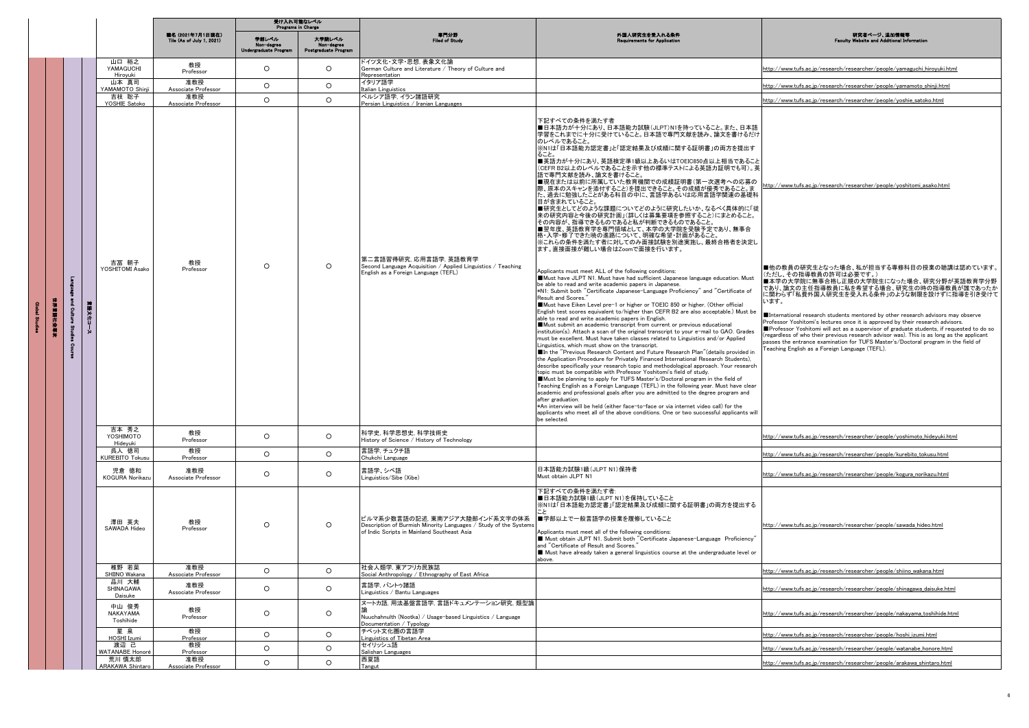| | | | | 職名 (2021年7月1日現在) Tile (As of July 1, 2021) | 受け入れ可能なレベル Programs in Charge | | 専門分野 Filed of Study | 外国人研究生を受入れる条件 Requirements for Application | 研究者ページ、追加情報等 Faculty Website and Additional Information |
|---|---|---|---|---|---|---|---|---|---|
| | | | | | 学部レベル Non-degree Undergraduate Program | 大学院レベル Non-degree Postgraduate Program | | | |
| Global Studies 世界言語社会専攻 | Language and Culture Studies Course 言語文化コース | | 山口 裕之 YAMAGUCHI Hiroyuki | 教授 Professor | ○ | ○ | ドイツ文化・文学・思想, 表象文化論 German Culture and Literature / Theory of Culture and Representation | | http://www.tufs.ac.jp/research/researcher/people/yamaguchi_hiroyuki.html |
| | | | 山本 真司 YAMAMOTO Shinji | 准教授 Associate Professor | ○ | ○ | イタリア語学 Italian Linguistics | | http://www.tufs.ac.jp/research/researcher/people/yamamoto_shinji.html |
| | | | 吉枝 聡子 YOSHIE Satoko | 准教授 Associate Professor | ○ | ○ | ペルシア語学, イラン諸語研究 Persian Linguistics / Iranian Languages | | http://www.tufs.ac.jp/research/researcher/people/yoshie_satoko.html |
| | | | 吉冨 朝子 YOSHITOMI Asako | 教授 Professor | | ○ | 第二言語習得研究, 応用言語学, 英語教育学 Second Language Acquisition / Applied Linguistics / Teaching English as a Foreign Language (TEFL) | 下記すべての条件を満たす者<br>■日本語力が十分にあり、日本語能力試験(JLPT)N1を持っていること。また、日本語学習をこれまでに十分に受けていること。日本語で専門文献を読み、論文を書けるだけのレベルであること。<br>※N1は「日本語能力認定書」と「認定結果及び成績に関する証明書」の両方を提出すること。<br>■英語力が十分にあり、英語検定準1級以上あるいはTOEIC850点以上相当であること(CEFR B2以上のレベルであることを示す他の標準テストによる英語力証明でも可)。英語で専門文献を読み、論文を書けること。<br>■現在または以前に所属していた教育機関での成績証明書(第一次選考への応募の際、原本のスキャンを添付すること)を提出できること。その成績が優秀であること。また、過去に勉強したことがある科目の中に、言語学あるいは応用言語学関連の基礎科目が含まれていること。<br>■研究生としてどのような課題についてどのように研究したいか、なるべく具体的に「従来の研究内容と今後の研究計画」(詳しくは募集要項を参照すること)にまとめること。その内容が、指導できるものであると私が判断できるものであること。<br>■翌年度、英語教育学を専門領域として、本学の大学院を受験予定であり、無事合格・入学・修了できた暁の進路について、明確な希望・計画があること。<br>※これらの条件を満たす者に対してのみ面接試験を別途実施し、最終合格者を決定します。直接面接が難しい場合はZoomで面接を行います。<br><br>Applicants must meet ALL of the following conditions:<br>■Must have JLPT N1. Must have had sufficient Japanese language education. Must be able to read and write academic papers in Japanese.<br>*N1: Submit both "Certificate Japanese-Language Proficiency" and "Certificate of Result and Scores."<br>■Must have Eiken Level pre-1 or higher or TOEIC 850 or higher. (Other official English test scores equivalent to/higher than CEFR B2 are also acceptable.) Must be able to read and write academic papers in English.<br>■Must submit an academic transcript from current or previous educational institution(s). Attach a scan of the original transcript to your e-mail to GAO. Grades must be excellent. Must have taken classes related to Linguistics and/or Applied Linguistics, which must show on the transcript.<br>■In the "Previous Research Content and Future Research Plan"(details provided in the Application Procedure for Privately Financed International Research Students), describe specifically your research topic and methodological approach. Your research topic must be compatible with Professor Yoshitomi's field of study.<br>■Must be planning to apply for TUFS Master's/Doctoral program in the field of Teaching English as a Foreign Language (TEFL) in the following year. Must have clear academic and professional goals after you are admitted to the degree program and after graduation.<br>*An interview will be held (either face-to-face or via internet video call) for the applicants who meet all of the above conditions. One or two successful applicants will be selected. | http://www.tufs.ac.jp/research/researcher/people/yoshitomi_asako.html<br><br>■他の教員の研究生となった場合、私が担当する専修科目の授業の聴講は認めています。(ただし、その指導教員の許可は必要です。)<br>■本学の大学院に無事合格し正規の大学院生になった場合、研究分野が英語教育学分野であり、論文の主任指導教員に私を希望する場合、研究生の時の指導教員が誰であったかに関わらず「私費外国人研究生を受入れる条件」のような制限を設けずに指導を引き受けています。<br><br>■International research students mentored by other research advisors may observe Professor Yoshitomi's lectures once it is approved by their research advisors.<br>■Professor Yoshitomi will act as a supervisor of graduate students, if requested to do so (regardless of who their previous research advisor was). This is as long as the applicant passes the entrance examination for TUFS Master's/Doctoral program in the field of Teaching English as a Foreign Language (TEFL). |
| | | | 吉本 秀之 YOSHIMOTO Hideyuki | 教授 Professor | ○ | ○ | 科学史, 科学思想史, 科学技術史 History of Science / History of Technology | | http://www.tufs.ac.jp/research/researcher/people/yoshimoto_hideyuki.html |
| | | | 呉人 徳司 KUREBITO Tokusu | 教授 Professor | ○ | ○ | 言語学, チュクチ語 Chukchi Language | | http://www.tufs.ac.jp/research/researcher/people/kurebito_tokusu.html |
| | | | 児倉 徳和 KOGURA Norikazu | 准教授 Associate Professor | ○ | ○ | 言語学、シベ語 Linguistics/Sibe (Xibe) | 日本語能力試験1級(JLPT N1)保持者<br>Must obtain JLPT N1 | http://www.tufs.ac.jp/research/researcher/people/kogura_norikazu.html |
| | | | 澤田 英夫 SAWADA Hideo | 教授 Professor | ○ | ○ | ビルマ系少数言語の記述, 東南アジア大陸部インド系文字の体系 Description of Burmish Minority Languages / Study of the Systems of Indic Scripts in Mainland Southeast Asia | 下記すべての条件を満たす者:<br>■日本語能力試験1級(JLPT N1)を保持していること<br>※N1は「日本語能力認定書」「認定結果及び成績に関する証明書」の両方を提出すること<br>■学部以上で一般言語学の授業を履修していること<br><br>Applicants must meet all of the following conditions:<br>■ Must obtain JLPT N1. Submit both "Certificate Japanese-Language Proficiency" and "Certificate of Result and Scores."<br>■ Must have already taken a general linguistics course at the undergraduate level or above. | http://www.tufs.ac.jp/research/researcher/people/sawada_hideo.html |
| | | | 椎野 若菜 SHIINO Wakana | 准教授 Associate Professor | ○ | ○ | 社会人類学, 東アフリカ民族誌 Social Anthropology / Ethnography of East Africa | | http://www.tufs.ac.jp/research/researcher/people/shiino_wakana.html |
| | | | 品川 大輔 SHINAGAWA Daisuke | 准教授 Associate Professor | ○ | ○ | 言語学, バントゥ諸語 Linguistics / Bantu Languages | | http://www.tufs.ac.jp/research/researcher/people/shinagawa_daisuke.html |
| | | | 中山 俊秀 NAKAYAMA Toshihide | 教授 Professor | ○ | ○ | ヌートカ語, 用法基盤言語学, 言語ドキュメンテーション研究, 類型論 Nuuchahnulth (Nootka) / Usage-based Linguistics / Language Documentation / Typology | | http://www.tufs.ac.jp/research/researcher/people/nakayama_toshihide.html |
| | | | 星 泉 HOSHI Izumi | 教授 Professor | ○ | ○ | チベット文化圏の言語学 Linguistics of Tibetan Area | | http://www.tufs.ac.jp/research/researcher/people/hoshi_izumi.html |
| | | | 渡辺 己 WATANABE Honoré | 教授 Professor | ○ | ○ | セイリッシュ語 Salishan Languages | | http://www.tufs.ac.jp/research/researcher/people/watanabe_honore.html |
| | | | 荒川 慎太郎 ARAKAWA Shintaro | 准教授 Associate Professor | ○ | ○ | 西夏語 Tangut | | http://www.tufs.ac.jp/research/researcher/people/arakawa_shintaro.html |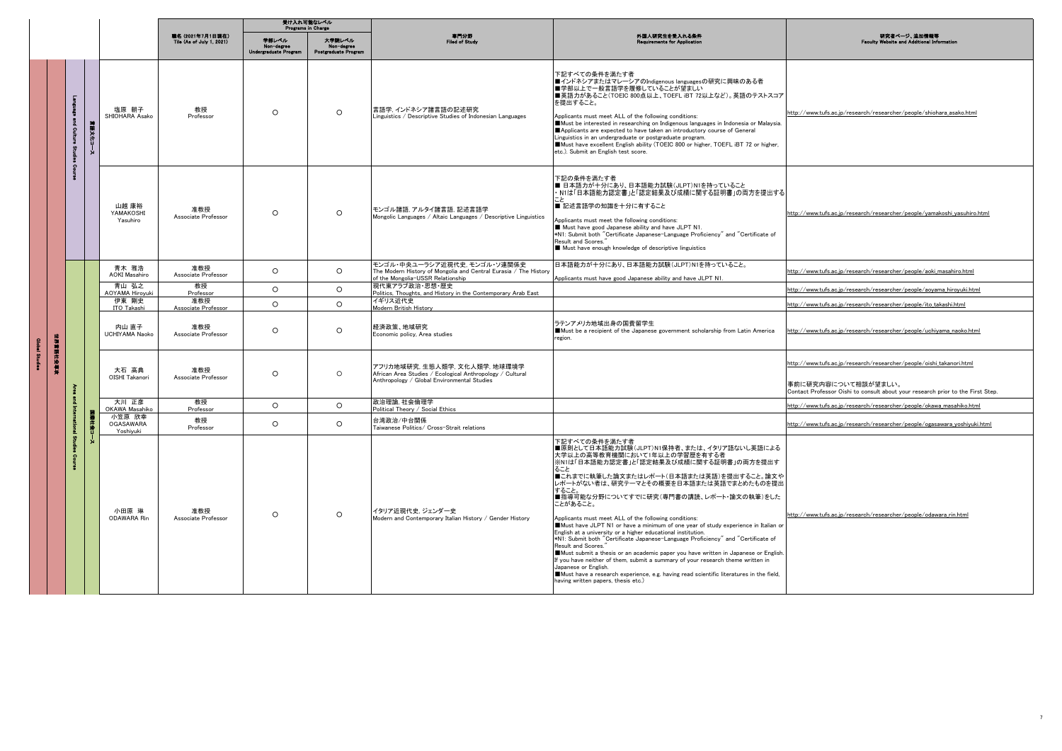| | | | | 職名 (2021年7月1日現在) Title (As of July 1, 2021) | 受け入れ可能なレベル Programs in Charge | | 専門分野 Filed of Study | 外国人研究生を受入れる条件 Requirements for Application | 研究者ページ、追加情報等 Faculty Website and Additional Information |
|---|---|---|---|---|---|---|---|---|---|
| | | | | | 学部レベル Non-degree Undergraduate Program | 大学院レベル Non-degree Postgraduate Program | | | |
| Global Studies / 世界言語社会専攻 | Language and Culture Studies Course 言語文化コース | | 塩原 朝子 SHIOHARA Asako | 教授 Professor | ○ | ○ | 言語学, インドネシア諸言語の記述研究 Linguistics / Descriptive Studies of Indonesian Languages | 下記すべての条件を満たす者<br>■インドネシアまたはマレーシアのIndigenous languagesの研究に興味のある者<br>■学部以上で一般言語学を履修していることが望ましい<br>■英語力があること(TOEIC 800点以上、TOEFL iBT 72以上など)。英語のテストスコアを提出すること。<br><br>Applicants must meet ALL of the following conditions:<br>■Must be interested in researching on Indigenous languages in Indonesia or Malaysia.<br>■Applicants are expected to have taken an introductory course of General Linguistics in an undergraduate or postgraduate program.<br>■Must have excellent English ability (TOEIC 800 or higher, TOEFL iBT 72 or higher, etc.). Submit an English test score. | http://www.tufs.ac.jp/research/researcher/people/shiohara_asako.html |
| | | | 山越 康裕 YAMAKOSHI Yasuhiro | 准教授 Associate Professor | ○ | ○ | モンゴル諸語, アルタイ諸言語, 記述言語学 Mongolic Languages / Altaic Languages / Descriptive Linguistics | 下記の条件を満たす者<br>■ 日本語力が十分にあり、日本語能力試験(JLPT)N1を持っていること<br>・N1は「日本語能力認定書」と「認定結果及び成績に関する証明書」の両方を提出すること<br>■ 記述言語学の知識を十分に有すること<br><br>Applicants must meet the following conditions:<br>■ Must have good Japanese ability and have JLPT N1.<br>*N1: Submit both "Certificate Japanese-Language Proficiency" and "Certificate of Result and Scores."<br>■ Must have enough knowledge of descriptive linguistics | http://www.tufs.ac.jp/research/researcher/people/yamakoshi_yasuhiro.html |
| | Area and International Studies Course 国際社会コース | | 青木 雅浩 AOKI Masahiro | 准教授 Associate Professor | ○ | ○ | モンゴル・中央ユーラシア近現代史, モンゴル・ソ連関係史 The Modern History of Mongolia and Central Eurasia / The History of the Mongolia-USSR Relationship | 日本語能力が十分にあり、日本語能力試験(JLPT)N1を持っていること。<br><br>Applicants must have good Japanese ability and have JLPT N1. | http://www.tufs.ac.jp/research/researcher/people/aoki_masahiro.html |
| | | | 青山 弘之 AOYAMA Hiroyuki | 教授 Professor | ○ | ○ | 現代東アラブ政治・思想・歴史 Politics, Thoughts, and History in the Contemporary Arab East | | http://www.tufs.ac.jp/research/researcher/people/aoyama_hiroyuki.html |
| | | | 伊東 剛史 ITO Takashi | 准教授 Associate Professor | ○ | ○ | イギリス近代史 Modern British History | | http://www.tufs.ac.jp/research/researcher/people/ito_takashi.html |
| | | | 内山 直子 UCHIYAMA Naoko | 准教授 Associate Professor | ○ | ○ | 経済政策, 地域研究 Economic policy, Area studies | ラテンアメリカ地域出身の国費留学生<br>■Must be a recipient of the Japanese government scholarship from Latin America region. | http://www.tufs.ac.jp/research/researcher/people/uchiyama_naoko.html |
| | | | 大石 高典 OISHI Takanori | 准教授 Associate Professor | ○ | ○ | アフリカ地域研究, 生態人類学, 文化人類学, 地球環境学 African Area Studies / Ecological Anthropology / Cultural Anthropology / Global Environmental Studies | | http://www.tufs.ac.jp/research/researcher/people/oishi_takanori.html<br><br>事前に研究内容について相談が望ましい。<br>Contact Professor Oishi to consult about your research prior to the First Step. |
| | | | 大川 正彦 OKAWA Masahiko | 教授 Professor | ○ | ○ | 政治理論, 社会倫理学 Political Theory / Social Ethics | | http://www.tufs.ac.jp/research/researcher/people/okawa_masahiko.html |
| | | | 小笠原 欣幸 OGASAWARA Yoshiyuki | 教授 Professor | ○ | ○ | 台湾政治/中台関係 Taiwanese Politics/ Cross-Strait relations | | http://www.tufs.ac.jp/research/researcher/people/ogasawara_yoshiyuki.html |
| | | | 小田原 琳 ODAWARA Rin | 准教授 Associate Professor | ○ | ○ | イタリア近現代史, ジェンダー史 Modern and Contemporary Italian History / Gender History | 下記すべての条件を満たす者<br>■原則として日本語能力試験(JLPT)N1保持者、または、イタリア語ないし英語による大学以上の高等教育機関において1年以上の学習歴を有する者<br>※N1は「日本語能力認定書」と「認定結果及び成績に関する証明書」の両方を提出すること<br>■これまでに執筆した論文またはレポート(日本語または英語)を提出すること。論文やレポートがない者は、研究テーマとその概要を日本語または英語でまとめたものを提出すること。<br>■指導可能な分野についてすでに研究(専門書の講読、レポート・論文の執筆)をしたことがあること。<br><br>Applicants must meet ALL of the following conditions:<br>■Must have JLPT N1 or have a minimum of one year of study experience in Italian or English at a university or a higher educational institution.<br>*N1: Submit both "Certificate Japanese-Language Proficiency" and "Certificate of Result and Scores."<br>■Must submit a thesis or an academic paper you have written in Japanese or English. If you have neither of them, submit a summary of your research theme written in Japanese or English.<br>■Must have a research experience, e.g. having read scientific literatures in the field, having written papers, thesis etc.) | http://www.tufs.ac.jp/research/researcher/people/odawara_rin.html |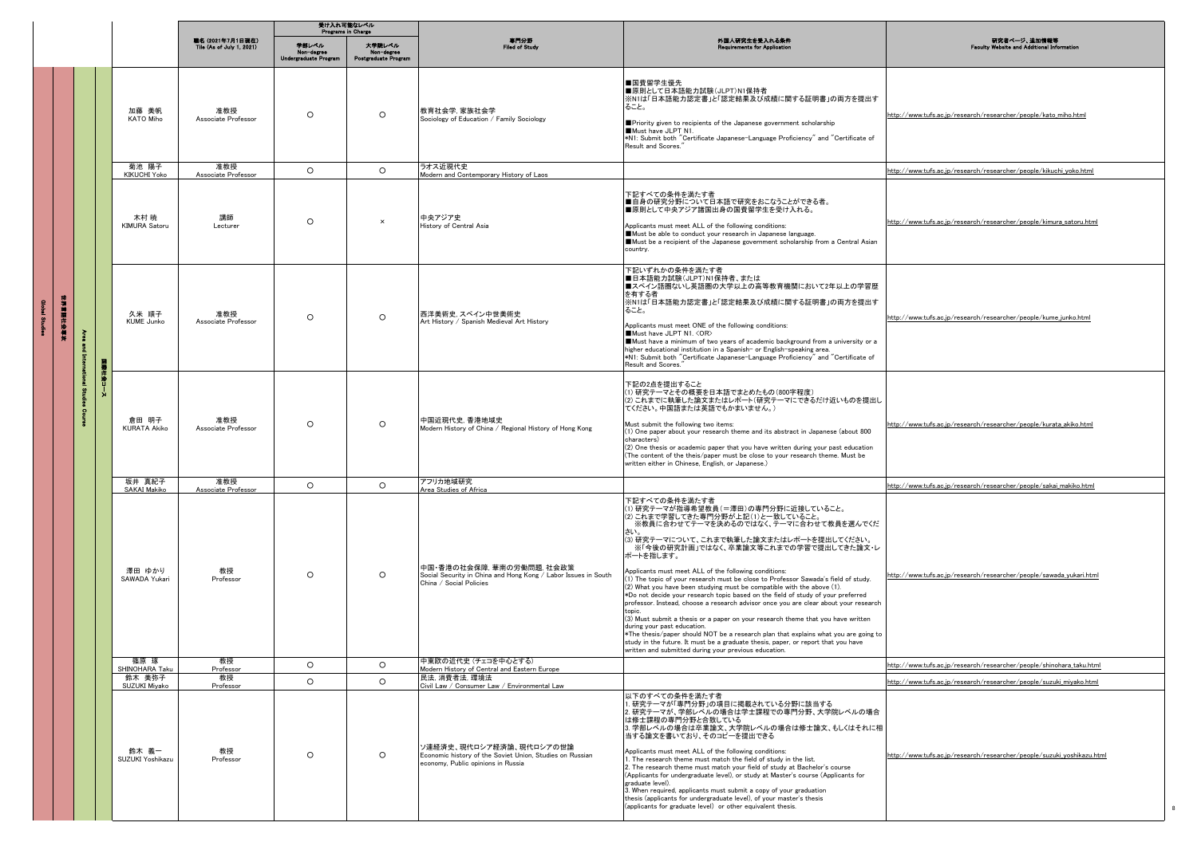| | | | | | 職名 (2021年7月1日現在) Tile (As of July 1, 2021) | 受け入れ可能なレベル Programs in Charge | | 専門分野 Filed of Study | 外国人研究生を受入れる条件 Requirements for Application | 研究者ページ、追加情報等 Faculty Website and Additional Information |
|---|---|---|---|---|---|---|---|---|---|---|
| | | | | | | 学部レベル Non-degree Undergraduate Program | 大学院レベル Non-degree Postgraduate Program | | | |
| Global Studies | 世界言語社会専攻 | Area and International Studies Course | 国際社会コース | 加藤 美帆 KATO Miho | 准教授 Associate Professor | ○ | ○ | 教育社会学, 家族社会学 Sociology of Education / Family Sociology | ■国費留学生優先<br>■原則として日本語能力試験(JLPT)N1保持者<br>※N1は「日本語能力認定書」と「認定結果及び成績に関する証明書」の両方を提出すること。<br>■Priority given to recipients of the Japanese government scholarship<br>■Must have JLPT N1.<br>*N1: Submit both "Certificate Japanese-Language Proficiency" and "Certificate of Result and Scores." | http://www.tufs.ac.jp/research/researcher/people/kato_miho.html |
| | | | | 菊池 陽子 KIKUCHI Yoko | 准教授 Associate Professor | ○ | ○ | ラオス近現代史 Modern and Contemporary History of Laos | | http://www.tufs.ac.jp/research/researcher/people/kikuchi_yoko.html |
| | | | | 木村 暁 KIMURA Satoru | 講師 Lecturer | ○ | × | 中央アジア史 History of Central Asia | 下記すべての条件を満たす者<br>■自身の研究分野について日本語で研究をおこなうことができる者。<br>■原則として中央アジア諸国出身の国費留学生を受け入れる。<br>Applicants must meet ALL of the following conditions:<br>■Must be able to conduct your research in Japanese language.<br>■Must be a recipient of the Japanese government scholarship from a Central Asian country. | http://www.tufs.ac.jp/research/researcher/people/kimura_satoru.html |
| | | | | 久米 順子 KUME Junko | 准教授 Associate Professor | ○ | ○ | 西洋美術史, スペイン中世美術史 Art History / Spanish Medieval Art History | 下記いずれかの条件を満たす者<br>■日本語能力試験(JLPT)N1保持者、または<br>■スペイン語圏ないし英語圏の大学以上の高等教育機関において2年以上の学習歴を有する者<br>※N1は「日本語能力認定書」と「認定結果及び成績に関する証明書」の両方を提出すること。<br>Applicants must meet ONE of the following conditions:<br>■Must have JLPT N1. <OR><br>■Must have a minimum of two years of academic background from a university or a higher educational institution in a Spanish- or English-speaking area.<br>*N1: Submit both "Certificate Japanese-Language Proficiency" and "Certificate of Result and Scores." | http://www.tufs.ac.jp/research/researcher/people/kume_junko.html |
| | | | | 倉田 明子 KURATA Akiko | 准教授 Associate Professor | ○ | ○ | 中国近現代史, 香港地域史 Modern History of China / Regional History of Hong Kong | 下記の2点を提出すること<br>(1) 研究テーマとその概要を日本語でまとめたもの(800字程度)<br>(2) これまでに執筆した論文またはレポート(研究テーマにできるだけ近いものを提出してください。中国語または英語でもかまいません。)<br>Must submit the following two items:<br>(1) One paper about your research theme and its abstract in Japanese (about 800 characters)<br>(2) One thesis or academic paper that you have written during your past education (The content of the theis/paper must be close to your research theme. Must be written either in Chinese, English, or Japanese.) | http://www.tufs.ac.jp/research/researcher/people/kurata_akiko.html |
| | | | | 坂井 真紀子 SAKAI Makiko | 准教授 Associate Professor | ○ | ○ | アフリカ地域研究 Area Studies of Africa | | http://www.tufs.ac.jp/research/researcher/people/sakai_makiko.html |
| | | | | 澤田 ゆかり SAWADA Yukari | 教授 Professor | ○ | ○ | 中国・香港の社会保障, 華南の労働問題, 社会政策 Social Security in China and Hong Kong / Labor Issues in South China / Social Policies | 下記すべての条件を満たす者<br>(1) 研究テーマが指導希望教員(＝澤田)の専門分野に近接していること。<br>(2) これまで学習してきた専門分野が上記(1)と一致していること。<br>※教員に合わせてテーマを決めるのではなく、テーマに合わせて教員を選んでください。<br>(3) 研究テーマについて、これまで執筆した論文またはレポートを提出してください。<br>※「今後の研究計画」ではなく、卒業論文等これまでの学習で提出してきた論文・レポートを指します。<br>Applicants must meet ALL of the following conditions:<br>(1) The topic of your research must be close to Professor Sawada's field of study.<br>(2) What you have been studying must be compatible with the above (1).<br>*Do not decide your research topic based on the field of study of your preferred professor. Instead, choose a research advisor once you are clear about your research topic.<br>(3) Must submit a thesis or a paper on your research theme that you have written during your past education.<br>*The thesis/paper should NOT be a research plan that explains what you are going to study in the future. It must be a graduate thesis, paper, or report that you have written and submitted during your previous education. | http://www.tufs.ac.jp/research/researcher/people/sawada_yukari.html |
| | | | | 篠原 琢 SHINOHARA Taku | 教授 Professor | ○ | ○ | 中東欧の近代史 (チェコを中心とする) Modern History of Central and Eastern Europe | | http://www.tufs.ac.jp/research/researcher/people/shinohara_taku.html |
| | | | | 鈴木 美弥子 SUZUKI Miyako | 教授 Professor | ○ | ○ | 民法, 消費者法, 環境法 Civil Law / Consumer Law / Environmental Law | | http://www.tufs.ac.jp/research/researcher/people/suzuki_miyako.html |
| | | | | 鈴木 義一 SUZUKI Yoshikazu | 教授 Professor | ○ | ○ | ソ連経済史, 現代ロシア経済論, 現代ロシアの世論 Economic history of the Soviet Union, Studies on Russian economy, Public opinions in Russia | 以下のすべての条件を満たす者<br>1. 研究テーマが「専門分野」の項目に掲載されている分野に該当する<br>2. 研究テーマが、学部レベルの場合は学士課程での専門分野、大学院レベルの場合は修士課程の専門分野と合致している<br>3. 学部レベルの場合は卒業論文、大学院レベルの場合は修士論文、もしくはそれに相当する論文を書いており、そのコピーを提出できる<br>Applicants must meet ALL of the following conditions:<br>1. The research theme must match the field of study in the list.<br>2. The research theme must match your field of study at Bachelor's course (Applicants for undergraduate level), or study at Master's course (Applicants for graduate level).<br>3. When required, applicants must submit a copy of your graduation thesis (applicants for undergraduate level), of your master's thesis (applicants for graduate level) or other equivalent thesis. | http://www.tufs.ac.jp/research/researcher/people/suzuki_yoshikazu.html |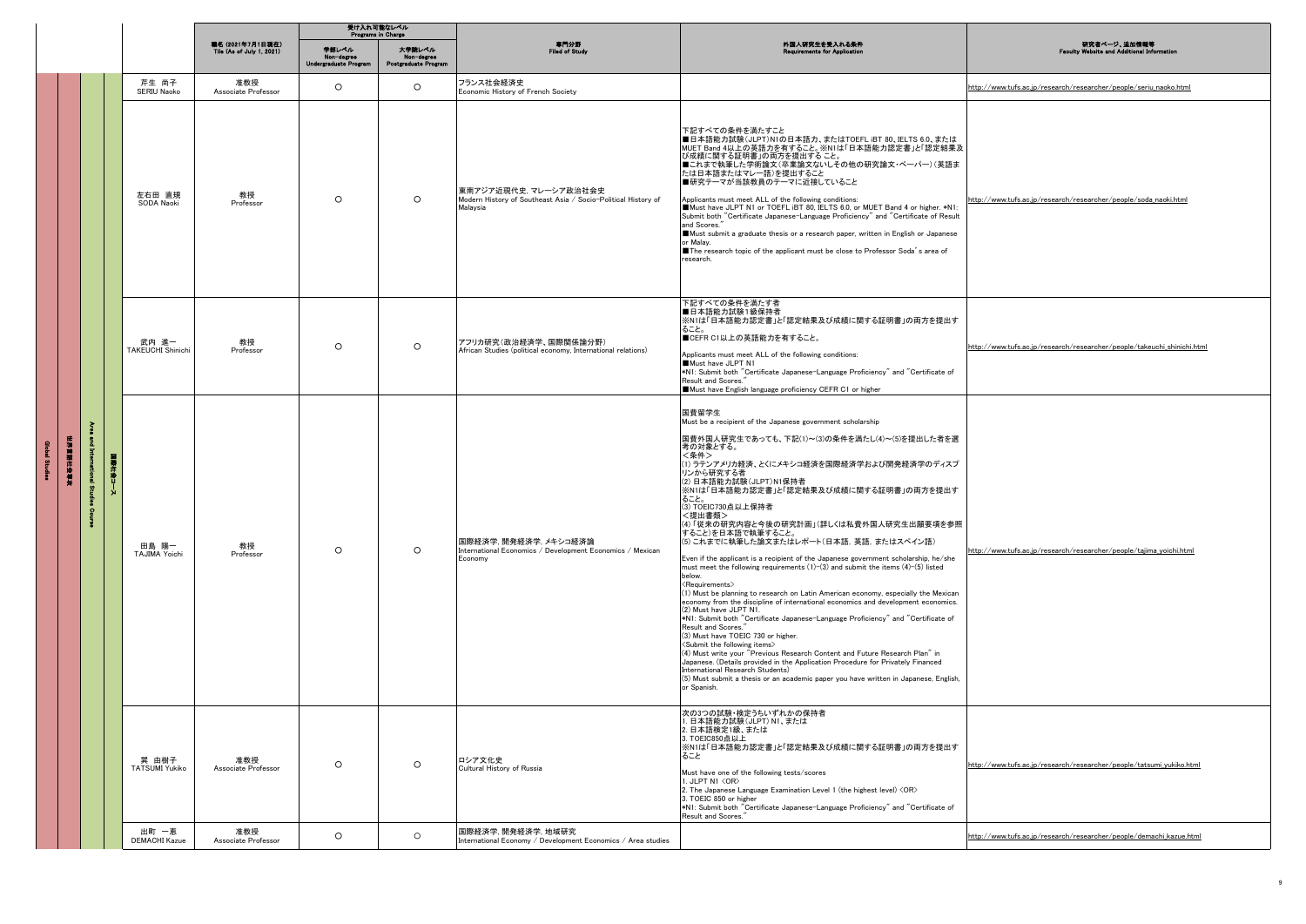| | | | | | 職名 (2021年7月1日現在) Tile (As of July 1, 2021) | 受け入れ可能なレベル Programs in Charge | | 専門分野 Filed of Study | 外国人研究生を受入れる条件 Requirements for Application | 研究者ページ、追加情報等 Faculty Website and Additional Information |
|---|---|---|---|---|---|---|---|---|---|---|
| | | | | | | 学部レベル Non-degree Undergraduate Program | 大学院レベル Non-degree Postgraduate Program | | | |
| Global Studies | 世界言語社会専攻 | Area and International Studies Course | 国際社会コース | 芹生 尚子 SERIU Naoko | 准教授 Associate Professor | ○ | ○ | フランス社会経済史 Economic History of French Society | | http://www.tufs.ac.jp/research/researcher/people/seriu_naoko.html |
| | | | | 左右田 直規 SODA Naoki | 教授 Professor | ○ | ○ | 東南アジア近現代史、マレーシア政治社会史 Modern History of Southeast Asia / Socio-Political History of Malaysia | 下記すべての条件を満たすこと ■日本語能力試験(JLPT)N1の日本語力、またはTOEFL iBT 80、IELTS 6.0、またはMUET Band 4以上の英語力を有すること。※N1は「日本語能力認定書」と「認定結果及び成績に関する証明書」の両方を提出する こと。 ■これまで執筆した学術論文(卒業論文ないしその他の研究論文・ペーパー)(英語または日本語またはマレー語)を提出すること ■研究テーマが当該教員のテーマに近接していること Applicants must meet ALL of the following conditions: ■Must have JLPT N1 or TOEFL iBT 80, IELTS 6.0, or MUET Band 4 or higher. *N1: Submit both "Certificate Japanese-Language Proficiency" and "Certificate of Result and Scores." ■Must submit a graduate thesis or a research paper, written in English or Japanese or Malay. ■The research topic of the applicant must be close to Professor Soda's area of research. | http://www.tufs.ac.jp/research/researcher/people/soda_naoki.html |
| | | | | 武内 進一 TAKEUCHI Shinichi | 教授 Professor | ○ | ○ | アフリカ研究(政治経済学、国際関係論分野) African Studies (political economy, International relations) | 下記すべての条件を満たす者 ■日本語能力試験1級保持者 ※N1は「日本語能力認定書」と「認定結果及び成績に関する証明書」の両方を提出すること。 ■CEFR C1以上の英語能力を有すること。 Applicants must meet ALL of the following conditions: ■Must have JLPT N1 *N1: Submit both "Certificate Japanese-Language Proficiency" and "Certificate of Result and Scores." ■Must have English language proficiency CEFR C1 or higher | http://www.tufs.ac.jp/research/researcher/people/takeuchi_shinichi.html |
| | | | | 田島 陽一 TAJIMA Yoichi | 教授 Professor | ○ | ○ | 国際経済学、開発経済学、メキシコ経済論 International Economics / Development Economics / Mexican Economy | 国費留学生 Must be a recipient of the Japanese government scholarship 国費外国人研究生であっても、下記(1)~(3)の条件を満たし(4)~(5)を提出した者を選考の対象とする。 <条件> (1) ラテンアメリカ経済、とくにメキシコ経済を国際経済学および開発経済学のディスプリンから研究する者 (2) 日本語能力試験(JLPT)N1保持者 ※N1は「日本語能力認定書」と「認定結果及び成績に関する証明書」の両方を提出すること。 (3) TOEIC730点以上保持者 <提出書類> (4) 「従来の研究内容と今後の研究計画」(詳しくは私費外国人研究生出願要項を参照すること)を日本語で執筆すること。 (5) これまでに執筆した論文またはレポート(日本語, 英語, またはスペイン語) Even if the applicant is a recipient of the Japanese government scholarship, he/she must meet the following requirements (1)-(3) and submit the items (4)-(5) listed below. <Requirements> (1) Must be planning to research on Latin American economy, especially the Mexican economy from the discipline of international economics and development economics. (2) Must have JLPT N1. *N1: Submit both "Certificate Japanese-Language Proficiency" and "Certificate of Result and Scores." (3) Must have TOEIC 730 or higher. <Submit the following items> (4) Must write your "Previous Research Content and Future Research Plan" in Japanese. (Details provided in the Application Procedure for Privately Financed International Research Students) (5) Must submit a thesis or an academic paper you have written in Japanese, English, or Spanish. | http://www.tufs.ac.jp/research/researcher/people/tajima_yoichi.html |
| | | | | 巽 由樹子 TATSUMI Yukiko | 准教授 Associate Professor | ○ | ○ | ロシア文化史 Cultural History of Russia | 次の3つの試験・検定うちいずれかの保持者 1. 日本語能力試験(JLPT) N1、または 2. 日本語検定1級、または 3. TOEIC850点以上 ※N1は「日本語能力認定書」と「認定結果及び成績に関する証明書」の両方を提出すること Must have one of the following tests/scores 1. JLPT N1 <OR> 2. The Japanese Language Examination Level 1 (the highest level) <OR> 3. TOEIC 850 or higher *N1: Submit both "Certificate Japanese-Language Proficiency" and "Certificate of Result and Scores." | http://www.tufs.ac.jp/research/researcher/people/tatsumi_yukiko.html |
| | | | | 出町 一恵 DEMACHI Kazue | 准教授 Associate Professor | ○ | ○ | 国際経済学, 開発経済学, 地域研究 International Economy / Development Economics / Area studies | | http://www.tufs.ac.jp/research/researcher/people/demachi_kazue.html |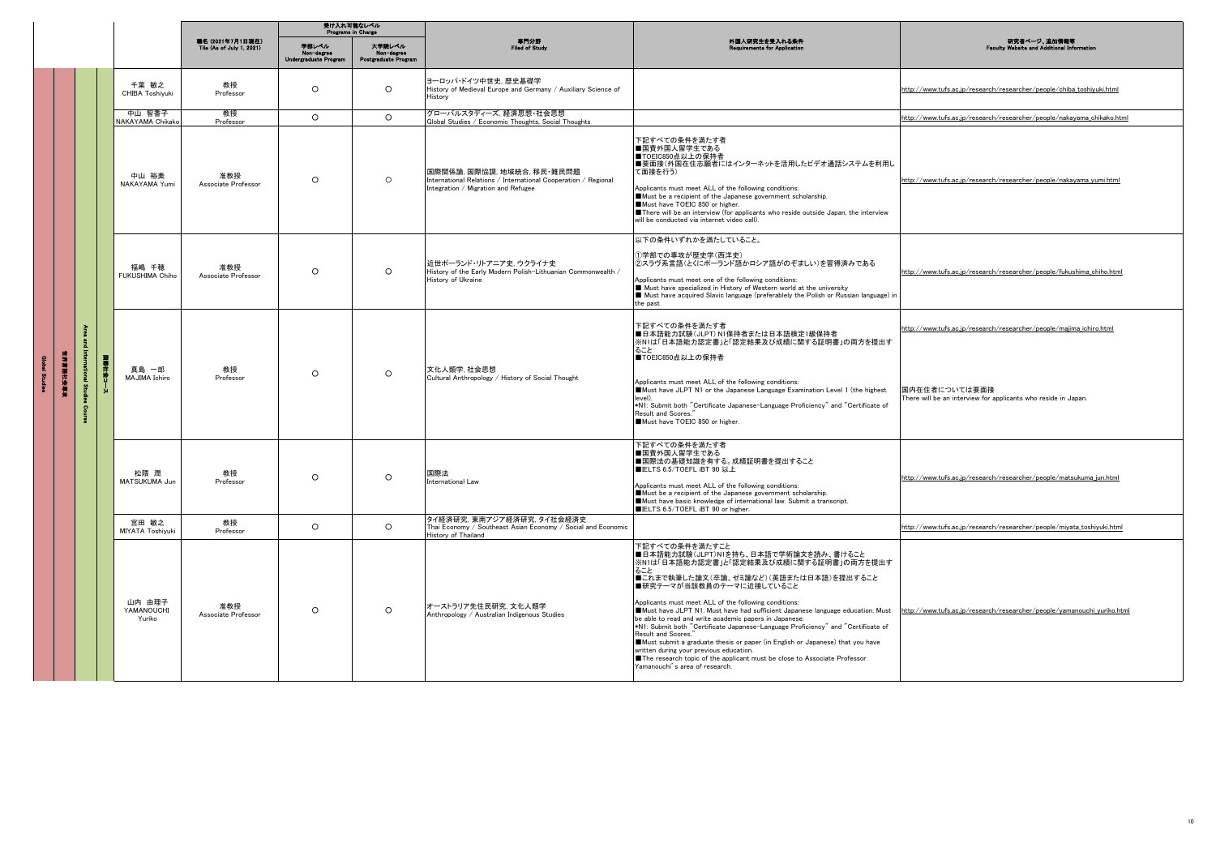| | | | | | 職名 (2021年7月1日現在) Tile (As of July 1, 2021) | 受け入れ可能なレベル Programs in Charge | | 専門分野 Filed of Study | 外国人研究生を受入れる条件 Requirements for Application | 研究者ページ、追加情報等 Faculty Website and Additional Information |
|---|---|---|---|---|---|---|---|---|---|---|
| | | | | | | 学部レベル Non-degree Undergraduate Program | 大学院レベル Non-degree Postgraduate Program | | | |
| Global Studies | 世界言語社会専攻 | Area and International Studies Course | 国際社会コース | 千葉 敏之 CHIBA Toshiyuki | 教授 Professor | ○ | ○ | ヨーロッパ・ドイツ中世史, 歴史基礎学 History of Medieval Europe and Germany / Auxiliary Science of History | | http://www.tufs.ac.jp/research/researcher/people/chiba_toshiyuki.html |
| | | | | 中山 智香子 NAKAYAMA Chikako | 教授 Professor | ○ | ○ | グローバルスタディーズ, 経済思想・社会思想 Global Studies / Economic Thoughts, Social Thoughts | | http://www.tufs.ac.jp/research/researcher/people/nakayama_chikako.html |
| | | | | 中山 裕美 NAKAYAMA Yumi | 准教授 Associate Professor | ○ | ○ | 国際関係論, 国際協調, 地域統合, 移民・難民問題 International Relations / International Cooperation / Regional Integration / Migration and Refugee | 下記すべての条件を満たす者<br>■国費外国人留学生である<br>■TOEIC850点以上の保持者<br>■要面接(外国在住志願者にはインターネットを活用したビデオ通話システムを利用して面接を行う)<br><br>Applicants must meet ALL of the following conditions:<br>■Must be a recipient of the Japanese government scholarship.<br>■Must have TOEIC 850 or higher.<br>■There will be an interview (for applicants who reside outside Japan, the interview will be conducted via internet video call). | http://www.tufs.ac.jp/research/researcher/people/nakayama_yumi.html |
| | | | | 福嶋 千穂 FUKUSHIMA Chiho | 准教授 Associate Professor | ○ | ○ | 近世ポーランド・リトアニア史, ウクライナ史 History of the Early Modern Polish-Lithuanian Commonwealth / History of Ukraine | 以下の条件いずれかを満たしていること。<br><br>①学部での専攻が歴史学(西洋史)<br>②スラヴ系言語(とくにポーランド語かロシア語がのぞましい)を習得済みである<br><br>Applicants must meet one of the following conditions:<br>■ Must have specialized in History of Western world at the university<br>■ Must have acquired Slavic language (preferablely the Polish or Russian language) in the past | http://www.tufs.ac.jp/research/researcher/people/fukushima_chiho.html |
| | | | | 真島 一郎 MAJIMA Ichiro | 教授 Professor | ○ | ○ | 文化人類学, 社会思想 Cultural Anthropology / History of Social Thought | 下記すべての条件を満たす者<br>■日本語能力試験(JLPT) N1保持者または日本語検定1級保持者<br>※N1は「日本語能力認定書」と「認定結果及び成績に関する証明書」の両方を提出すること<br>■TOEIC850点以上の保持者<br><br>Applicants must meet ALL of the following conditions:<br>■Must have JLPT N1 or the Japanese Language Examination Level 1 (the highest level).<br>*N1: Submit both "Certificate Japanese-Language Proficiency" and "Certificate of Result and Scores."<br>■Must have TOEIC 850 or higher. | http://www.tufs.ac.jp/research/researcher/people/majima_ichiro.html<br><br>国内在住者については要面接<br>There will be an interview for applicants who reside in Japan. |
| | | | | 松隈 潤 MATSUKUMA Jun | 教授 Professor | ○ | ○ | 国際法 International Law | 下記すべての条件を満たす者<br>■国費外国人留学生である<br>■国際法の基礎知識を有する。成績証明書を提出すること<br>■IELTS 6.5/TOEFL iBT 90 以上<br><br>Applicants must meet ALL of the following conditions:<br>■Must be a recipient of the Japanese government scholarship.<br>■Must have basic knowledge of international law. Submit a transcript.<br>■IELTS 6.5/TOEFL iBT 90 or higher. | http://www.tufs.ac.jp/research/researcher/people/matsukuma_jun.html |
| | | | | 宮田 敏之 MIYATA Toshiyuki | 教授 Professor | ○ | ○ | タイ経済研究, 東南アジア経済研究, タイ社会経済史 Thai Economy / Southeast Asian Economy / Social and Economic History of Thailand | | http://www.tufs.ac.jp/research/researcher/people/miyata_toshiyuki.html |
| | | | | 山内 由理子 YAMANOUCHI Yuriko | 准教授 Associate Professor | ○ | ○ | オーストラリア先住民研究, 文化人類学 Anthropology / Australian Indigenous Studies | 下記すべての条件を満たすこと<br>■日本語能力試験(JLPT)N1を持ち、日本語で学術論文を読み、書けること<br>※N1は「日本語能力認定書」と「認定結果及び成績に関する証明書」の両方を提出すること<br>■これまで執筆した論文(卒論、ゼミ論など)(英語または日本語)を提出すること<br>■研究テーマが当該教員のテーマに近接していること<br><br>Applicants must meet ALL of the following conditions:<br>■Must have JLPT N1. Must have had sufficient Japanese language education. Must be able to read and write academic papers in Japanese.<br>*N1: Submit both "Certificate Japanese-Language Proficiency" and "Certificate of Result and Scores."<br>■Must submit a graduate thesis or paper (in English or Japanese) that you have written during your previous education.<br>■The research topic of the applicant must be close to Associate Professor Yamanouchi's area of research. | http://www.tufs.ac.jp/research/researcher/people/yamanouchi_yuriko.html |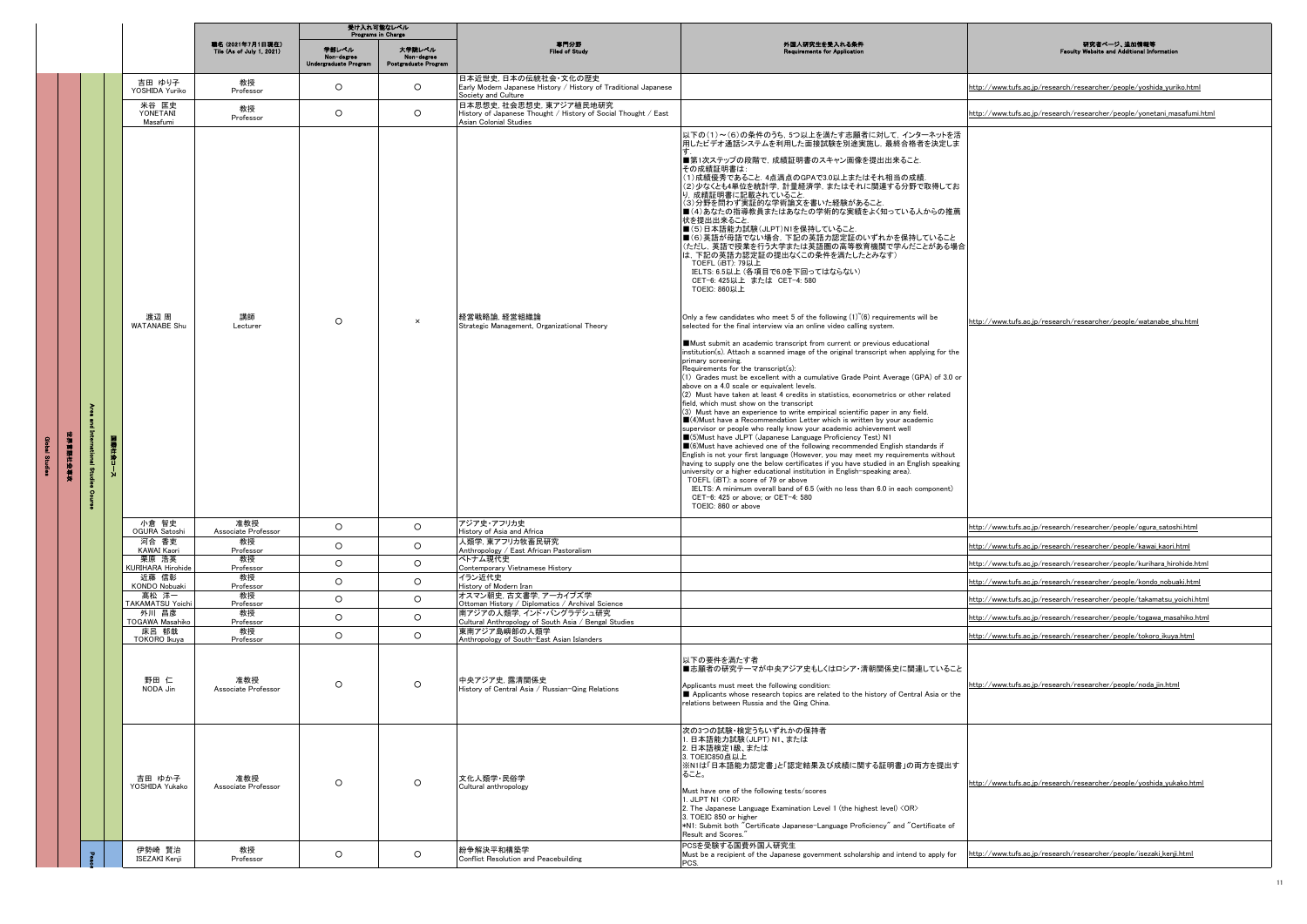| | | | | 職名 (2021年7月1日現在) Tile (As of July 1, 2021) | 受け入れ可能なレベル Programs in Charge | | 専門分野 Filed of Study | 外国人研究生を受入れる条件 Requirements for Application | 研究者ページ、追加情報等 Faculty Website and Additional Information |
|---|---|---|---|---|---|---|---|---|---|
| | | | | | 学部レベル Non-degree Undergraduate Program | 大学院レベル Non-degree Postgraduate Program | | | |
| Global Studies | 世界言語社会専攻 | Area and International Studies Course | 吉田 ゆり子 YOSHIDA Yuriko | 教授 Professor | ○ | ○ | 日本近世史, 日本の伝統社会・文化の歴史 Early Modern Japanese History / History of Traditional Japanese Society and Culture | | http://www.tufs.ac.jp/research/researcher/people/yoshida_yuriko.html |
| | | | 米谷 匡史 YONETANI Masafumi | 教授 Professor | ○ | ○ | 日本思想史, 社会思想史, 東アジア植民地研究 History of Japanese Thought / History of Social Thought / East Asian Colonial Studies | | http://www.tufs.ac.jp/research/researcher/people/yonetani_masafumi.html |
| | | | 渡辺 周 WATANABE Shu | 講師 Lecturer | ○ | × | 経営戦略論, 経営組織論 Strategic Management, Organizational Theory | 以下の(1)～(6)の条件のうち，5つ以上を満たす志願者に対して，インターネットを活用したビデオ通話システムを利用した面接試験を別途実施し，最終合格者を決定します。<br>■第1次ステップの段階で，成績証明書のスキャン画像を提出出来ること．<br>その成績証明書は：<br>(1)成績優秀であること．4点満点のGPAで3.0以上またはそれ相当の成績．<br>(2)少なくとも4単位を統計学，計量経済学，またはそれに関連する分野で取得しており，成績証明書に記載されていること．<br>(3)分野を問わず実証的な学術論文を書いた経験があること．<br>■(4)あなたの指導教員またはあなたの学術的な実績をよく知っている人からの推薦状を提出出来ること．<br>■(5)日本語能力試験(JLPT)N1を保持していること．<br>■(6)英語が母語でない場合，下記の英語力認定証のいずれかを保持していること(ただし，英語で授業を行う大学または英語圏の高等教育機関で学んだことがある場合は，下記の英語力認定証の提出なくこの条件を満たしたとみなす)<br>TOEFL (iBT): 79以上<br>IELTS: 6.5以上 (各項目で6.0を下回ってはならない)<br>CET-6: 425以上 または CET-4: 580<br>TOEIC: 860以上<br><br>Only a few candidates who meet 5 of the following (1)~(6) requirements will be selected for the final interview via an online video calling system.<br><br>■Must submit an academic transcript from current or previous educational institution(s). Attach a scanned image of the original transcript when applying for the primary screening.<br>Requirements for the transcript(s):<br>(1) Grades must be excellent with a cumulative Grade Point Average (GPA) of 3.0 or above on a 4.0 scale or equivalent levels.<br>(2) Must have taken at least 4 credits in statistics, econometrics or other related field, which must show on the transcript<br>(3) Must have an experience to write empirical scientific paper in any field.<br>■(4)Must have a Recommendation Letter which is written by your academic supervisor or people who really know your academic achievement well<br>■(5)Must have JLPT (Japanese Language Proficiency Test) N1<br>■(6)Must have achieved one of the following recommended English standards if English is not your first language (However, you may meet my requirements without having to supply one the below certificates if you have studied in an English speaking university or a higher educational institution in English-speaking area).<br>TOEFL (iBT): a score of 79 or above<br>IELTS: A minimum overall band of 6.5 (with no less than 6.0 in each component)<br>CET-6: 425 or above; or CET-4: 580<br>TOEIC: 860 or above | http://www.tufs.ac.jp/research/researcher/people/watanabe_shu.html |
| | | | 小倉 智史 OGURA Satoshi | 准教授 Associate Professor | ○ | ○ | アジア史・アフリカ史 History of Asia and Africa | | http://www.tufs.ac.jp/research/researcher/people/ogura_satoshi.html |
| | | | 河合 香吏 KAWAI Kaori | 教授 Professor | ○ | ○ | 人類学, 東アフリカ牧畜民研究 Anthropology / East African Pastoralism | | http://www.tufs.ac.jp/research/researcher/people/kawai_kaori.html |
| | | | 栗原 浩英 KURIHARA Hirohide | 教授 Professor | ○ | ○ | ベトナム現代史 Contemporary Vietnamese History | | http://www.tufs.ac.jp/research/researcher/people/kurihara_hirohide.html |
| | | | 近藤 信彰 KONDO Nobuaki | 教授 Professor | ○ | ○ | イラン近代史 History of Modern Iran | | http://www.tufs.ac.jp/research/researcher/people/kondo_nobuaki.html |
| | | | 髙松 洋一 TAKAMATSU Yoichi | 教授 Professor | ○ | ○ | オスマン朝史, 古文書学, アーカイブズ学 Ottoman History / Diplomatics / Archival Science | | http://www.tufs.ac.jp/research/researcher/people/takamatsu_yoichi.html |
| | | | 外川 昌彦 TOGAWA Masahiko | 教授 Professor | ○ | ○ | 南アジアの人類学, インド・バングラデシュ研究 Cultural Anthropology of South Asia / Bengal Studies | | http://www.tufs.ac.jp/research/researcher/people/togawa_masahiko.html |
| | | | 床呂 郁哉 TOKORO Ikuya | 教授 Professor | ○ | ○ | 東南アジア島嶼部の人類学 Anthropology of South-East Asian Islanders | | http://www.tufs.ac.jp/research/researcher/people/tokoro_ikuya.html |
| | | | 野田 仁 NODA Jin | 准教授 Associate Professor | ○ | ○ | 中央アジア史, 露清関係史 History of Central Asia / Russian-Qing Relations | 以下の要件を満たす者<br>■志願者の研究テーマが中央アジア史もしくはロシア・清朝関係史に関連していること<br><br>Applicants must meet the following condition:<br>■ Applicants whose research topics are related to the history of Central Asia or the relations between Russia and the Qing China. | http://www.tufs.ac.jp/research/researcher/people/noda_jin.html |
| | | | 吉田 ゆか子 YOSHIDA Yukako | 准教授 Associate Professor | ○ | ○ | 文化人類学・民俗学 Cultural anthropology | 次の3つの試験・検定うちいずれかの保持者<br>1. 日本語能力試験(JLPT) N1、または<br>2. 日本語検定1級、または<br>3. TOEIC850点以上<br>※N1は「日本語能力認定書」と「認定結果及び成績に関する証明書」の両方を提出すること。<br><br>Must have one of the following tests/scores<br>1. JLPT N1 <OR><br>2. The Japanese Language Examination Level 1 (the highest level) <OR><br>3. TOEIC 850 or higher<br>*N1: Submit both "Certificate Japanese-Language Proficiency" and "Certificate of Result and Scores." | http://www.tufs.ac.jp/research/researcher/people/yoshida_yukako.html |
| | | Peace | 伊勢崎 賢治 ISEZAKI Kenji | 教授 Professor | ○ | ○ | 紛争解決平和構築学 Conflict Resolution and Peacebuilding | PCSを受験する国費外国人研究生<br>Must be a recipient of the Japanese government scholarship and intend to apply for PCS. | http://www.tufs.ac.jp/research/researcher/people/isezaki_kenji.html |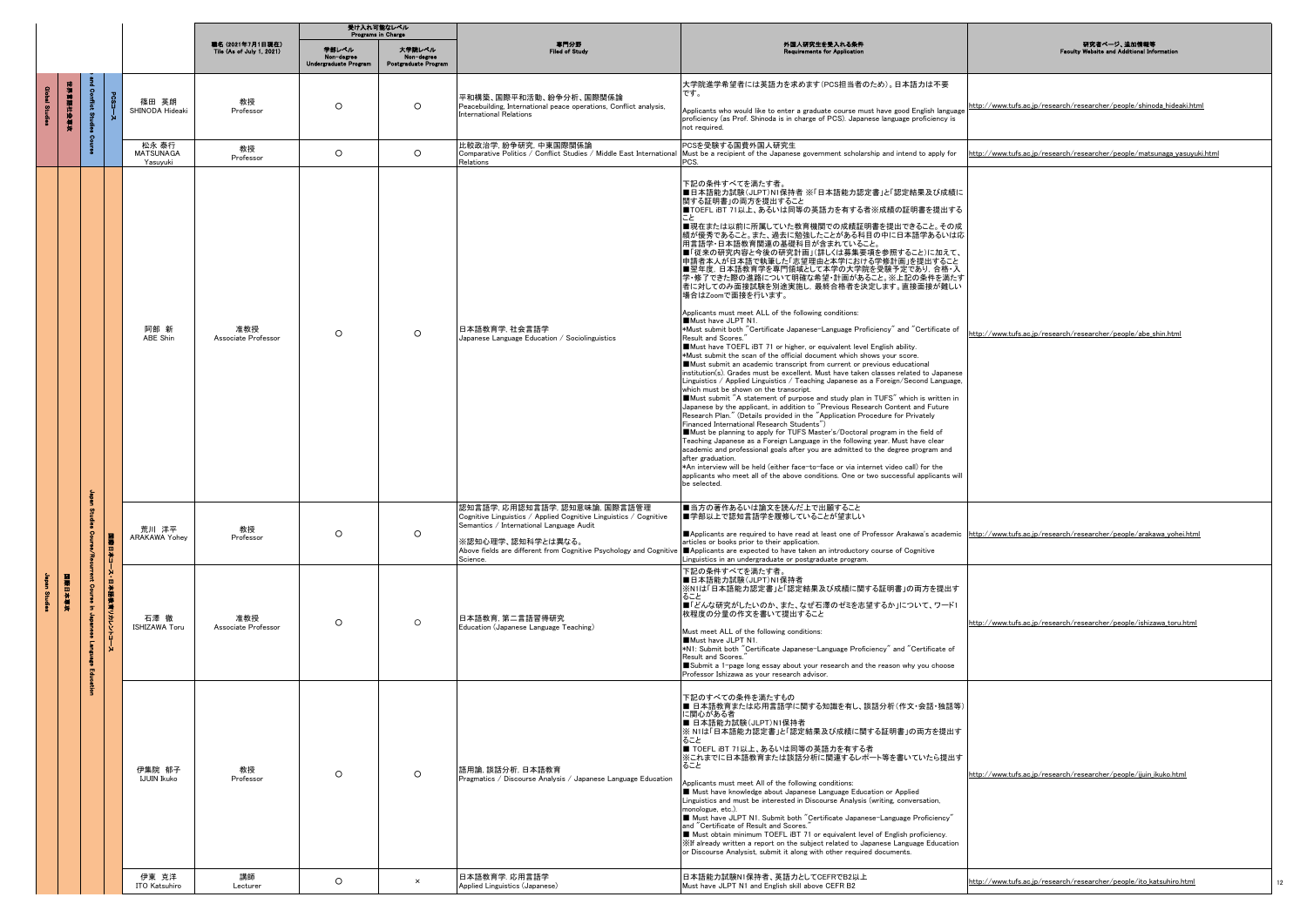| | | | | 職名 (2021年7月1日現在) Tile (As of July 1, 2021) | 受け入れ可能なレベル Programs in Charge | | 専門分野 Filed of Study | 外国人研究生を受入れる条件 Requirements for Application | 研究者ページ、追加情報等 Faculty Website and Additional Information |
|---|---|---|---|---|---|---|---|---|---|
| | | | | | 学部レベル Non-degree Undergraduate Program | 大学院レベル Non-degree Postgraduate Program | | | |
| Global Studies / 世界言語社会専攻 / Peace and Conflict Studies Course / PCSコース | | | 篠田 英朗 SHINODA Hideaki | 教授 Professor | ○ | ○ | 平和構築、国際平和活動、紛争分析、国際関係論 Peacebuilding, International peace operations, Conflict analysis, International Relations | 大学院進学希望者には英語力を求めます(PCS担当者のため)。日本語力は不要です。 Applicants who would like to enter a graduate course must have good English language proficiency (as Prof. Shinoda is in charge of PCS). Japanese language proficiency is not required. | http://www.tufs.ac.jp/research/researcher/people/shinoda_hideaki.html |
| | | | 松永 泰行 MATSUNAGA Yasuyuki | 教授 Professor | ○ | ○ | 比較政治学, 紛争研究, 中東国際関係論 Comparative Politics / Conflict Studies / Middle East International Relations | PCSを受験する国費外国人研究生 Must be a recipient of the Japanese government scholarship and intend to apply for PCS. | http://www.tufs.ac.jp/research/researcher/people/matsunaga_yasuyuki.html |
| Japan Studies / 国際日本専攻 / Japan Studies Course/Recurrent Course in Japanese Language Education / 国際日本コース・日本語教育リカレントコース | | | 阿部 新 ABE Shin | 准教授 Associate Professor | ○ | ○ | 日本語教育学, 社会言語学 Japanese Language Education / Sociolinguistics | 下記の条件すべてを満たす者。<br>■日本語能力試験(JLPT)N1保持者 ※「日本語能力認定書」と「認定結果及び成績に関する証明書」の両方を提出すること<br>■TOEFL iBT 71以上、あるいは同等の英語力を有する者※成績の証明書を提出すること<br>■現在または以前に所属していた教育機関での成績証明書を提出できること。その成績が優秀であること。また、過去に勉強したことがある科目の中に日本語学あるいは応用言語学・日本語教育関連の基礎科目が含まれていること。<br>■「従来の研究内容と今後の研究計画」(詳しくは募集要項を参照すること)に加えて、申請者本人が日本語で執筆した「志望理由と本学における学修計画」を提出すること<br>■翌年度、日本語教育学を専門領域として本学の大学院を受験予定であり、合格・入学・修了できた際の進路について明確な希望・計画があること。※上記の条件を満たす者に対してのみ面接試験を別途実施し、最終合格者を決定します。直接面接が難しい場合はZoomで面接を行います。<br><br>Applicants must meet ALL of the following conditions:<br>■Must have JLPT N1.<br>*Must submit both "Certificate Japanese-Language Proficiency" and "Certificate of Result and Scores."<br>■Must have TOEFL iBT 71 or higher, or equivalent level English ability.<br>*Must submit the scan of the official document which shows your score.<br>■Must submit an academic transcript from current or previous educational institution(s). Grades must be excellent. Must have taken classes related to Japanese Linguistics / Applied Linguistics / Teaching Japanese as a Foreign/Second Language, which must be shown on the transcript.<br>■Must submit "A statement of purpose and study plan in TUFS" which is written in Japanese by the applicant, in addition to "Previous Research Content and Future Research Plan." (Details provided in the "Application Procedure for Privately Financed International Research Students")<br>■Must be planning to apply for TUFS Master's/Doctoral program in the field of Teaching Japanese as a Foreign Language in the following year. Must have clear academic and professional goals after you are admitted to the degree program and after graduation.<br>*An interview will be held (either face-to-face or via internet video call) for the applicants who meet all of the above conditions. One or two successful applicants will be selected. | http://www.tufs.ac.jp/research/researcher/people/abe_shin.html |
| | | | 荒川 洋平 ARAKAWA Yohey | 教授 Professor | ○ | ○ | 認知言語学, 応用認知言語学, 認知意味論, 国際言語管理 Cognitive Linguistics / Applied Cognitive Linguistics / Cognitive Semantics / International Language Audit<br><br>※認知心理学、認知科学とは異なる。 Above fields are different from Cognitive Psychology and Cognitive Science. | ■当方の著作あるいは論文を読んだ上で出願すること<br>■学部以上で認知言語学を履修していることが望ましい<br><br>■Applicants are required to have read at least one of Professor Arakawa's academic articles or books prior to their application.<br>■Applicants are expected to have taken an introductory course of Cognitive Linguistics in an undergraduate or postgraduate program. | http://www.tufs.ac.jp/research/researcher/people/arakawa_yohei.html |
| | | | 石澤 徹 ISHIZAWA Toru | 准教授 Associate Professor | ○ | ○ | 日本語教育, 第二言語習得研究 Education (Japanese Language Teaching) | 下記の条件すべてを満たす者。<br>■日本語能力試験(JLPT)N1保持者<br>※N1は「日本語能力認定書」と「認定結果及び成績に関する証明書」の両方を提出すること<br>■「どんな研究がしたいのか、また、なぜ石澤のゼミを志望するか」について、ワード1枚程度の分量の作文を書いて提出すること<br><br>Must meet ALL of the following conditions:<br>■Must have JLPT N1.<br>*N1: Submit both "Certificate Japanese-Language Proficiency" and "Certificate of Result and Scores."<br>■Submit a 1-page long essay about your research and the reason why you choose Professor Ishizawa as your research advisor. | http://www.tufs.ac.jp/research/researcher/people/ishizawa_toru.html |
| | | | 伊集院 郁子 IJUIN Ikuko | 教授 Professor | ○ | ○ | 語用論, 談話分析, 日本語教育 Pragmatics / Discourse Analysis / Japanese Language Education | 下記のすべての条件を満たすもの<br>■ 日本語教育または応用言語学に関する知識を有し、談話分析(作文・会話・独話等)に関心がある者<br>■ 日本語能力試験(JLPT)N1保持者<br>※ N1は「日本語能力認定書」と「認定結果及び成績に関する証明書」の両方を提出すること<br>■ TOEFL iBT 71以上、あるいは同等の英語力を有する者<br>※これまでに日本語教育または談話分析に関連するレポート等を書いていたら提出すること<br><br>Applicants must meet All of the following conditions:<br>■ Must have knowledge about Japanese Language Education or Applied Linguistics and must be interested in Discourse Analysis (writing, conversation, monologue, etc.).<br>■ Must have JLPT N1. Submit both "Certificate Japanese-Language Proficiency" and "Certificate of Result and Scores."<br>■ Must obtain minimum TOEFL iBT 71 or equivalent level of English proficiency.<br>※If already written a report on the subject related to Japanese Language Education or Discourse Analysist, submit it along with other required documents. | http://www.tufs.ac.jp/research/researcher/people/ijuin_ikuko.html |
| | | | 伊東 克洋 ITO Katsuhiro | 講師 Lecturer | ○ | × | 日本語教育学, 応用言語学 Applied Linguistics (Japanese) | 日本語能力試験N1保持者、英語力としてCEFRでB2以上 Must have JLPT N1 and English skill above CEFR B2 | http://www.tufs.ac.jp/research/researcher/people/ito_katsuhiro.html |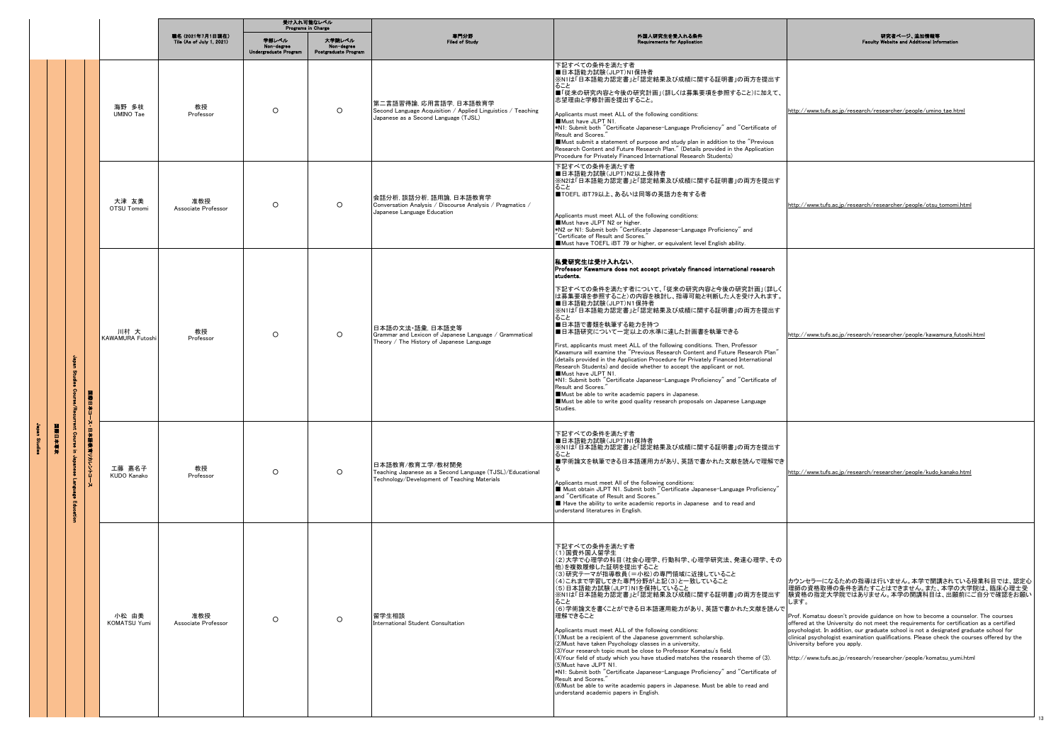| | | | | | 職名 (2021年7月1日現在) Tile (As of July 1, 2021) | 受け入れ可能なレベル Programs in Charge | | 専門分野 Filed of Study | 外国人研究生を受入れる条件 Requirements for Application | 研究者ページ、追加情報等 Faculty Website and Additional Information |
|---|---|---|---|---|---|---|---|---|---|---|
| | | | | | | 学部レベル Non-degree Undergraduate Program | 大学院レベル Non-degree Postgraduate Program | | | |
| Japan Studies | 国際日本学 | Japan Studies Course/Recurrent Course in Japanese Language Education | 国際日本コース・日本語教育リカレントコース | 海野 多枝 UMINO Tae | 教授 Professor | ○ | ○ | 第二言語習得論, 応用言語学, 日本語教育学 Second Language Acquisition / Applied Linguistics / Teaching Japanese as a Second Language (TJSL) | 下記すべての条件を満たす者<br>■日本語能力試験(JLPT)N1保持者<br>※N1は「日本語能力認定書」と「認定結果及び成績に関する証明書」の両方を提出すること<br>■「従来の研究内容と今後の研究計画」(詳しくは募集要項を参照すること)に加えて、志望理由と学修計画を提出すること。<br><br>Applicants must meet ALL of the following conditions:<br>■Must have JLPT N1.<br>*N1: Submit both "Certificate Japanese-Language Proficiency" and "Certificate of Result and Scores."<br>■Must submit a statement of purpose and study plan in addition to the "Previous Research Content and Future Research Plan." (Details provided in the Application Procedure for Privately Financed International Research Students) | http://www.tufs.ac.jp/research/researcher/people/umino_tae.html |
| | | | | 大津 友美 OTSU Tomomi | 准教授 Associate Professor | ○ | ○ | 会話分析, 談話分析, 語用論, 日本語教育学 Conversation Analysis / Discourse Analysis / Pragmatics / Japanese Language Education | 下記すべての条件を満たす者<br>■日本語能力試験(JLPT)N2以上保持者<br>※N2は「日本語能力認定書」と「認定結果及び成績に関する証明書」の両方を提出すること<br>■TOEFL iBT79以上、あるいは同等の英語力を有する者<br><br>Applicants must meet ALL of the following conditions:<br>■Must have JLPT N2 or higher.<br>*N2 or N1: Submit both "Certificate Japanese-Language Proficiency" and "Certificate of Result and Scores."<br>■Must have TOEFL iBT 79 or higher, or equivalent level English ability. | http://www.tufs.ac.jp/research/researcher/people/otsu_tomomi.html |
| | | | | 川村 大 KAWAMURA Futoshi | 教授 Professor | ○ | ○ | 日本語の文法・語彙, 日本語史等 Grammar and Lexicon of Japanese Language / Grammatical Theory / The History of Japanese Language | **私費研究生は受け入れない。**<br>**Professor Kawamura does not accept privately financed international research students.**<br><br>下記すべての条件を満たす者について、「従来の研究内容と今後の研究計画」(詳しくは募集要項を参照すること)の内容を検討し、指導可能と判断した人を受け入れます。<br>■日本語能力試験(JLPT)N1保持者<br>※N1は「日本語能力認定書」と「認定結果及び成績に関する証明書」の両方を提出すること<br>■日本語で書類を執筆する能力を持つ<br>■日本語研究について一定以上の水準に達した計画書を執筆できる<br><br>First, applicants must meet ALL of the following conditions. Then, Professor Kawamura will examine the "Previous Research Content and Future Research Plan" (details provided in the Application Procedure for Privately Financed International Research Students) and decide whether to accept the applicant or not.<br>■Must have JLPT N1.<br>*N1: Submit both "Certificate Japanese-Language Proficiency" and "Certificate of Result and Scores."<br>■Must be able to write academic papers in Japanese.<br>■Must be able to write good quality research proposals on Japanese Language Studies. | http://www.tufs.ac.jp/research/researcher/people/kawamura_futoshi.html |
| | | | | 工藤 嘉名子 KUDO Kanako | 教授 Professor | ○ | ○ | 日本語教育/教育工学/教材開発 Teaching Japanese as a Second Language (TJSL)/Educational Technology/Development of Teaching Materials | 下記すべての条件を満たす者<br>■日本語能力試験(JLPT)N1保持者<br>※N1は「日本語能力認定書」と「認定結果及び成績に関する証明書」の両方を提出すること<br>■学術論文を執筆できる日本語運用力があり、英語で書かれた文献を読んで理解できる<br><br>Applicants must meet All of the following conditions:<br>■ Must obtain JLPT N1. Submit both "Certificate Japanese-Language Proficiency" and "Certificate of Result and Scores."<br>■ Have the ability to write academic reports in Japanese and to read and understand literatures in English. | http://www.tufs.ac.jp/research/researcher/people/kudo_kanako.html |
| | | | | 小松 由美 KOMATSU Yumi | 准教授 Associate Professor | ○ | ○ | 留学生相談 International Student Consultation | 下記すべての条件を満たす者<br>(1)国費外国人留学生<br>(2)大学で心理学の科目(社会心理学、行動科学、心理学研究法、発達心理学、その他)を複数履修した証明を提出すること<br>(3)研究テーマが指導教員(=小松)の専門領域に近接していること<br>(4)これまで学習してきた専門分野が上記(3)と一致していること<br>(5)日本語能力試験(JLPT)N1を保持していること<br>※N1は「日本語能力認定書」と「認定結果及び成績に関する証明書」の両方を提出すること<br>(6)学術論文を書くことができる日本語運用能力があり、英語で書かれた文献を読んで理解できること<br><br>Applicants must meet ALL of the following conditions:<br>(1)Must be a recipient of the Japanese government scholarship.<br>(2)Must have taken Psychology classes in a university.<br>(3)Your research topic must be close to Professor Komatsu's field.<br>(4)Your field of study which you have studied matches the research theme of (3).<br>(5)Must have JLPT N1.<br>*N1: Submit both "Certificate Japanese-Language Proficiency" and "Certificate of Result and Scores."<br>(6)Must be able to write academic papers in Japanese. Must be able to read and understand academic papers in English. | カウンセラーになるための指導は行いません。本学で開講されている授業科目では、認定心理師の資格取得の条件を満たすことはできません。また、本学の大学院は、臨床心理士受験資格の指定大学院ではありません。本学の開講科目は、出願前にご自分で確認をお願いします。<br><br>Prof. Komatsu doesn't provide guidance on how to become a counselor. The courses offered at the University do not meet the requirements for certification as a certified psychologist. In addition, our graduate school is not a designated graduate school for clinical psychologist examination qualifications. Please check the courses offered by the University before you apply.<br><br>http://www.tufs.ac.jp/research/researcher/people/komatsu_yumi.html |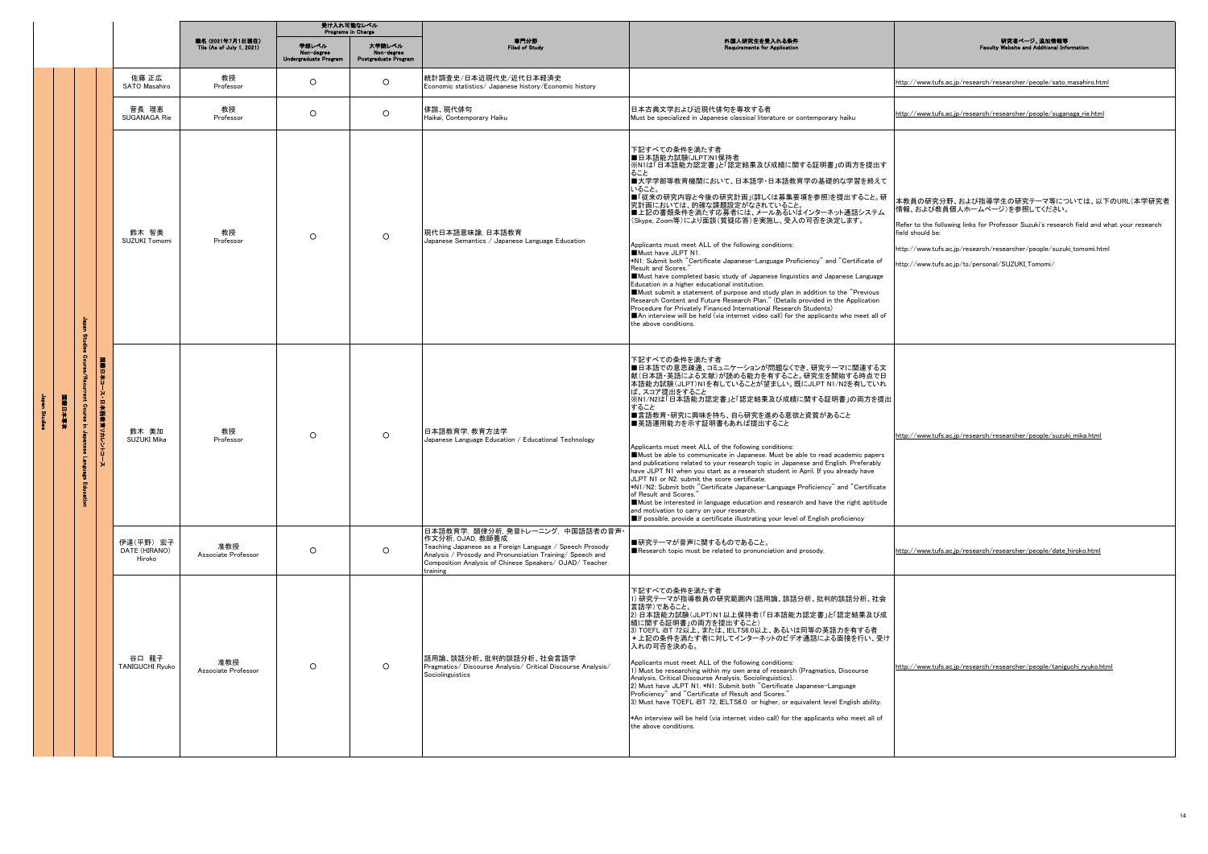| | | | | | 職名 (2021年7月1日現在) Title (As of July 1, 2021) | 受け入れ可能なレベル Programs in Charge | | 専門分野 Filed of Study | 外国人研究生を受入れる条件 Requirements for Application | 研究者ページ、追加情報等 Faculty Website and Additional Information |
|---|---|---|---|---|---|---|---|---|---|---|
| | | | | | | 学部レベル Non-degree Undergraduate Program | 大学院レベル Non-degree Postgraduate Program | | | |
| Japan Studies | 国際日本学 | Japan Studies Course/Resurrent Course in Japanese Language Education | 国際日本コース・日本語教育リカレントコース | 佐藤 正広 SATO Masahiro | 教授 Professor | ○ | ○ | 統計調査史/日本近現代史/近代日本経済史 Economic statistics/ Japanese history/Economic history | | http://www.tufs.ac.jp/research/researcher/people/sato_masahiro.html |
| | | | | 菅長 理恵 SUGANAGA Rie | 教授 Professor | ○ | ○ | 俳諧、現代俳句 Haikai, Contemporary Haiku | 日本古典文学および近現代俳句を専攻する者 Must be specialized in Japanese classical literature or contemporary haiku | http://www.tufs.ac.jp/research/researcher/people/suganaga_rie.html |
| | | | | 鈴木 智美 SUZUKI Tomomi | 教授 Professor | ○ | ○ | 現代日本語意味論, 日本語教育 Japanese Semantics / Japanese Language Education | 下記すべての条件を満たす者<br>■日本語能力試験(JLPT)N1保持者<br>※N1は「日本語能力認定書」と「認定結果及び成績に関する証明書」の両方を提出すること<br>■大学学部等教育機関において、日本語学・日本語教育学の基礎的な学習を終えていること。<br>■「従来の研究内容と今後の研究計画」(詳しくは募集要項を参照)を提出すること。研究計画においては、的確な課題設定がなされていること。<br>■上記の書類条件を満たす応募者には、メールあるいはインターネット通話システム(Skype, Zoom等)により面談(質疑応答)を実施し、受入の可否を決定します。<br><br>Applicants must meet ALL of the following conditions:<br>■Must have JLPT N1.<br>*N1: Submit both "Certificate Japanese-Language Proficiency" and "Certificate of Result and Scores."<br>■Must have completed basic study of Japanese linguistics and Japanese Language Education in a higher educational institution.<br>■Must submit a statement of purpose and study plan in addition to the "Previous Research Content and Future Research Plan." (Details provided in the Application Procedure for Privately Financed International Research Students)<br>■An interview will be held (via internet video call) for the applicants who meet all of the above conditions. | 本教員の研究分野、および指導学生の研究テーマ等については、以下のURL(本学研究者情報、および教員個人ホームページ)を参照してください。<br><br>Refer to the following links for Professor Suzuki's research field and what your research field should be:<br><br>http://www.tufs.ac.jp/research/researcher/people/suzuki_tomomi.html<br><br>http://www.tufs.ac.jp/ts/personal/SUZUKI_Tomomi/ |
| | | | | 鈴木 美加 SUZUKI Mika | 教授 Professor | ○ | ○ | 日本語教育学, 教育方法学 Japanese Language Education / Educational Technology | 下記すべての条件を満たす者<br>■日本語での意思疎通、コミュニケーションが問題なくでき、研究テーマに関連する文献(日本語・英語による文献)が読める能力を有すること。研究生を開始する時点で日本語能力試験(JLPT)N1を有していることが望ましい。既にJLPT N1/N2を有していれば、スコア提出をすること<br>※N1/N2は「日本語能力認定書」と「認定結果及び成績に関する証明書」の両方を提出すること<br>■言語教育・研究に興味を持ち、自ら研究を進める意欲と資質があること<br>■英語運用能力を示す証明書もあれば提出すること<br><br>Applicants must meet ALL of the following conditions:<br>■Must be able to communicate in Japanese. Must be able to read academic papers and publications related to your research topic in Japanese and English. Preferably have JLPT N1 when you start as a research student in April. If you already have JLPT N1 or N2, submit the score certificate.<br>*N1/N2: Submit both "Certificate Japanese-Language Proficiency" and "Certificate of Result and Scores."<br>■Must be interested in language education and research and have the right aptitude and motivation to carry on your research.<br>■If possible, provide a certificate illustrating your level of English proficiency | http://www.tufs.ac.jp/research/researcher/people/suzuki_mika.html |
| | | | | 伊達(平野) 宏子 DATE (HIRANO) Hiroko | 准教授 Associate Professor | ○ | ○ | 日本語教育学, 韻律分析, 発音トレーニング, 中国語話者の音声・作文分析, OJAD, 教師養成 Teaching Japanese as a Foreign Language / Speech Prosody Analysis / Prosody and Pronunciation Training/ Speech and Composition Analysis of Chinese Speakers/ OJAD/ Teacher training | ■研究テーマが音声に関するものであること。<br>■Research topic must be related to pronunciation and prosody. | http://www.tufs.ac.jp/research/researcher/people/date_hiroko.html |
| | | | | 谷口 龍子 TANIGUCHI Ryuko | 准教授 Associate Professor | ○ | ○ | 語用論、談話分析、批判的談話分析、社会言語学 Pragmatics/ Discourse Analysis/ Critical Discourse Analysis/ Sociolinguistics | 下記すべての条件を満たす者<br>1) 研究テーマが指導教員の研究範囲内(語用論、談話分析、批判的談話分析、社会言語学)であること。<br>2) 日本語能力試験(JLPT)N1以上保持者(「日本語能力認定書」と「認定結果及び成績に関する証明書」の両方を提出すること)<br>3) TOEFL iBT 72以上、または、IELTS6.0以上、あるいは同等の英語力を有する者<br>＊上記の条件を満たす者に対してインターネットのビデオ通話による面接を行い、受け入れの可否を決める。<br><br>Applicants must meet ALL of the following conditions:<br>1) Must be researching within my own area of research (Pragmatics, Discourse Analysis, Critical Discourse Analysis, Sociolinguistics).<br>2) Must have JLPT N1. *N1: Submit both "Certificate Japanese-Language Proficiency" and "Certificate of Result and Scores."<br>3) Must have TOEFL iBT 72, IELTS6.0 or higher, or equivalent level English ability.<br><br>*An interview will be held (via internet video call) for the applicants who meet all of the above conditions. | http://www.tufs.ac.jp/research/researcher/people/taniguchi_ryuko.html |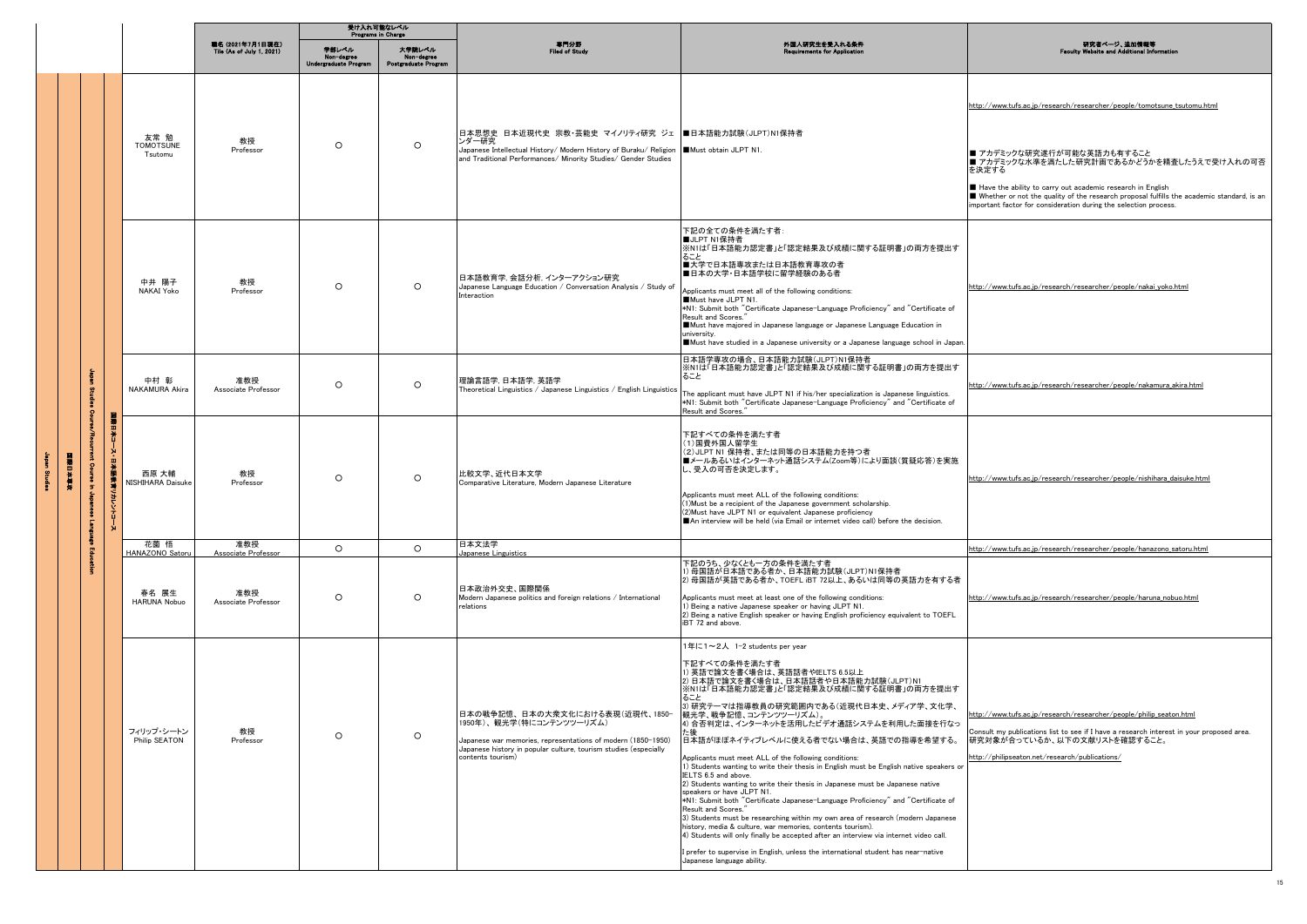| | | | | | 職名 (2021年7月1日現在) Title (As of July 1, 2021) | 受け入れ可能なレベル Programs in Charge | | 専門分野 Filed of Study | 外国人研究生を受入れる条件 Requirements for Application | 研究者ページ、追加情報等 Faculty Website and Additional Information |
|---|---|---|---|---|---|---|---|---|---|---|
| | | | | | | 学部レベル Non-degree Undergraduate Program | 大学院レベル Non-degree Postgraduate Program | | | |
| Japan Studies | 国際日本学部 | Japan Studies Course/Resurrent Course in Japanese Language Education | 国際日本コース・日本語教育リカレントコース | 友常 勉 TOMOTSUNE Tsutomu | 教授 Professor | ○ | ○ | 日本思想史 日本近現代史 宗教・芸能史 マイノリティ研究 ジェンダー研究 Japanese Intellectual History/ Modern History of Buraku/ Religion and Traditional Performances/ Minority Studies/ Gender Studies | ■日本語能力試験(JLPT)N1保持者 ■Must obtain JLPT N1. | http://www.tufs.ac.jp/research/researcher/people/tomotsune_tsutomu.html ■ アカデミックな研究遂行が可能な英語力も有すること ■ アカデミックな水準を満たした研究計画であるかどうかを精査したうえで受け入れの可否を決定する ■ Have the ability to carry out academic research in English ■ Whether or not the quality of the research proposal fulfills the academic standard, is an important factor for consideration during the selection process. |
| | | | | 中井 陽子 NAKAI Yoko | 教授 Professor | ○ | ○ | 日本語教育学, 会話分析, インターアクション研究 Japanese Language Education / Conversation Analysis / Study of Interaction | 下記の全ての条件を満たす者: ■JLPT N1保持者 ※N1は「日本語能力認定書」と「認定結果及び成績に関する証明書」の両方を提出すること ■大学で日本語専攻または日本語教育専攻の者 ■日本の大学・日本語学校に留学経験のある者 Applicants must meet all of the following conditions: ■Must have JLPT N1. *N1: Submit both "Certificate Japanese-Language Proficiency" and "Certificate of Result and Scores." ■Must have majored in Japanese language or Japanese Language Education in university. ■Must have studied in a Japanese university or a Japanese language school in Japan. | http://www.tufs.ac.jp/research/researcher/people/nakai_yoko.html |
| | | | | 中村 彰 NAKAMURA Akira | 准教授 Associate Professor | ○ | ○ | 理論言語学, 日本語学, 英語学 Theoretical Linguistics / Japanese Linguistics / English Linguistics | 日本語学専攻の場合、日本語能力試験(JLPT)N1保持者 ※N1は「日本語能力認定書」と「認定結果及び成績に関する証明書」の両方を提出すること The applicant must have JLPT N1 if his/her specialization is Japanese linguistics. *N1: Submit both "Certificate Japanese-Language Proficiency" and "Certificate of Result and Scores." | http://www.tufs.ac.jp/research/researcher/people/nakamura_akira.html |
| | | | | 西原 大輔 NISHIHARA Daisuke | 教授 Professor | ○ | ○ | 比較文学、近代日本文学 Comparative Literature, Modern Japanese Literature | 下記すべての条件を満たす者 (1)国費外国人留学生 (2)JLPT N1 保持者、または同等の日本語能力を持つ者 ■メールあるいはインターネット通話システム(Zoom等)により面談(質疑応答)を実施し、受入の可否を決定します。 Applicants must meet ALL of the following conditions: (1)Must be a recipient of the Japanese government scholarship. (2)Must have JLPT N1 or equivalent Japanese proficiency ■An interview will be held (via Email or internet video call) before the decision. | http://www.tufs.ac.jp/research/researcher/people/nishihara_daisuke.html |
| | | | | 花薗 悟 HANAZONO Satoru | 准教授 Associate Professor | ○ | ○ | 日本文法学 Japanese Linguistics | | http://www.tufs.ac.jp/research/researcher/people/hanazono_satoru.html |
| | | | | 春名 展生 HARUNA Nobuo | 准教授 Associate Professor | ○ | ○ | 日本政治外交史、国際関係 Modern Japanese politics and foreign relations / International relations | 下記のうち、少なくとも一方の条件を満たす者 1) 母国語が日本語である者か、日本語能力試験(JLPT)N1保持者 2) 母国語が英語である者か、TOEFL iBT 72以上、あるいは同等の英語力を有する者 Applicants must meet at least one of the following conditions: 1) Being a native Japanese speaker or having JLPT N1. 2) Being a native English speaker or having English proficiency equivalent to TOEFL iBT 72 and above. | http://www.tufs.ac.jp/research/researcher/people/haruna_nobuo.html |
| | | | | フィリップ・シートン Philip SEATON | 教授 Professor | ○ | ○ | 日本の戦争記憶、日本の大衆文化における表現(近現代、1850-1950年)、観光学(特にコンテンツツーリズム) Japanese war memories, representations of modern (1850-1950) Japanese history in popular culture, tourism studies (especially contents tourism) | 1年に1～2人 1-2 students per year 下記すべての条件を満たす者 1) 英語で論文を書く場合は、英語話者やIELTS 6.5以上 2) 日本語で論文を書く場合は、日本語話者や日本語能力試験(JLPT)N1 ※N1は「日本語能力認定書」と「認定結果及び成績に関する証明書」の両方を提出すること 3) 研究テーマは指導教員の研究範囲内である(近現代日本史、メディア学、文化学、観光学、戦争記憶、コンテンツツーリズム)。 4) 合否判定は、インターネットを活用したビデオ通話システムを利用した面接を行なった後 日本語がほぼネイティブレベルに使える者でない場合は、英語での指導を希望する。 Applicants must meet ALL of the following conditions: 1) Students wanting to write their thesis in English must be English native speakers or IELTS 6.5 and above. 2) Students wanting to write their thesis in Japanese must be Japanese native speakers or have JLPT N1. *N1: Submit both "Certificate Japanese-Language Proficiency" and "Certificate of Result and Scores." 3) Students must be researching within my own area of research (modern Japanese history, media & culture, war memories, contents tourism). 4) Students will only finally be accepted after an interview via internet video call. I prefer to supervise in English, unless the international student has near-native Japanese language ability. | http://www.tufs.ac.jp/research/researcher/people/philip_seaton.html Consult my publications list to see if I have a research interest in your proposed area. 研究対象が合っているか、以下の文献リストを確認すること。 http://philipseaton.net/research/publications/ |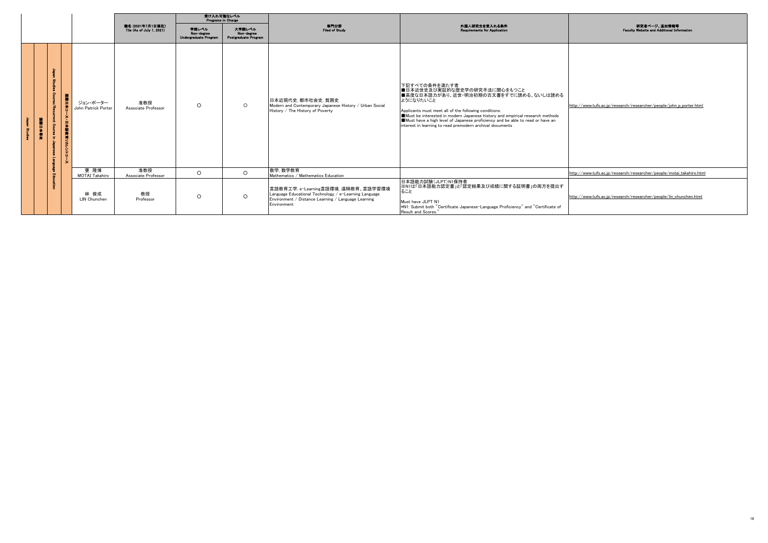| | | | | | 職名 (2021年7月1日現在) Tile (As of July 1, 2021) | 受け入れ可能なレベル Programs in Charge | | 専門分野 Filed of Study | 外国人研究生を受入れる条件 Requirements for Application | 研究者ページ、追加情報等 Faculty Website and Additional Information |
|---|---|---|---|---|---|---|---|---|---|---|
| | | | | | | 学部レベル Non-degree Undergraduate Program | 大学院レベル Non-degree Postgraduate Program | | | |
| Japan Studies | 国際日本専攻 | Japan Studies Course/Recurrent Course in Japanese Language Education | 国際日本コース・日本語教育リカレントコース | ジョン・ポーター John Patrick Porter | 准教授 Associate Professor | ○ | ○ | 日本近現代史, 都市社会史, 貧困史 Modern and Contemporary Japanese History / Urban Social History / The History of Poverty | 下記すべての条件を満たす者<br>■日本近世史及び実証的な歴史学の研究手法に関心をもつこと<br>■高度な日本語力があり、近世・明治初期の古文書をすでに読める、ないしは読めるようになりたいこと<br><br>Applicants must meet all of the following conditions:<br>■Must be interested in modern Japanese history and empirical research methods<br>■Must have a high level of Japanese proficiency and be able to read or have an interest in learning to read premodern archival documents | http://www.tufs.ac.jp/research/researcher/people/john_p_porter.html |
| | | | | 茂 隆博 MOTAI Takahiro | 准教授 Associate Professor | ○ | ○ | 数学, 数学教育 Mathematics / Mathematics Education | | http://www.tufs.ac.jp/research/researcher/people/motai_takahiro.html |
| | | | | 林 俊成 LIN Chunchen | 教授 Professor | ○ | ○ | 言語教育工学, e-Learning言語環境, 遠隔教育、言語学習環境 Language Educational Technology / e-Learning Language Environment / Distance Learning / Language Learning Environment | 日本語能力試験(JLPT)N1保持者<br>※N1は「日本語能力認定書」と「認定結果及び成績に関する証明書」の両方を提出すること<br><br>Must have JLPT N1<br>*N1: Submit both "Certificate Japanese-Language Proficiency" and "Certificate of Result and Scores." | http://www.tufs.ac.jp/research/researcher/people/lin_chunchen.html |